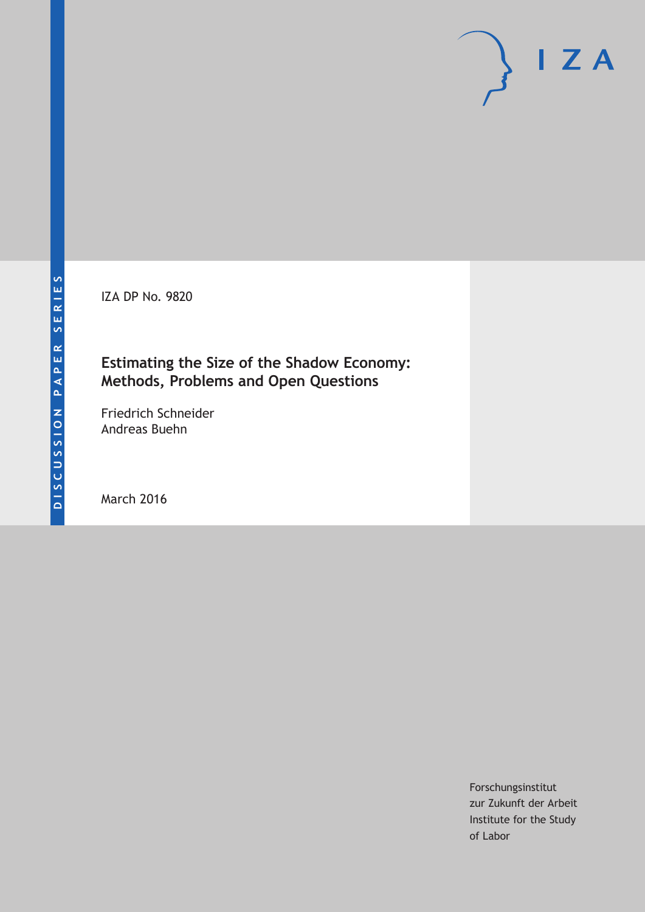DISCUSSION PAPER SERIES

IZA DP No. 9820

# Estimating the Size of the Shadow Economy: Methods, Problems and Open Questions

Friedrich Schneider
Andreas Buehn

March 2016

Forschungsinstitut
zur Zukunft der Arbeit
Institute for the Study
of Labor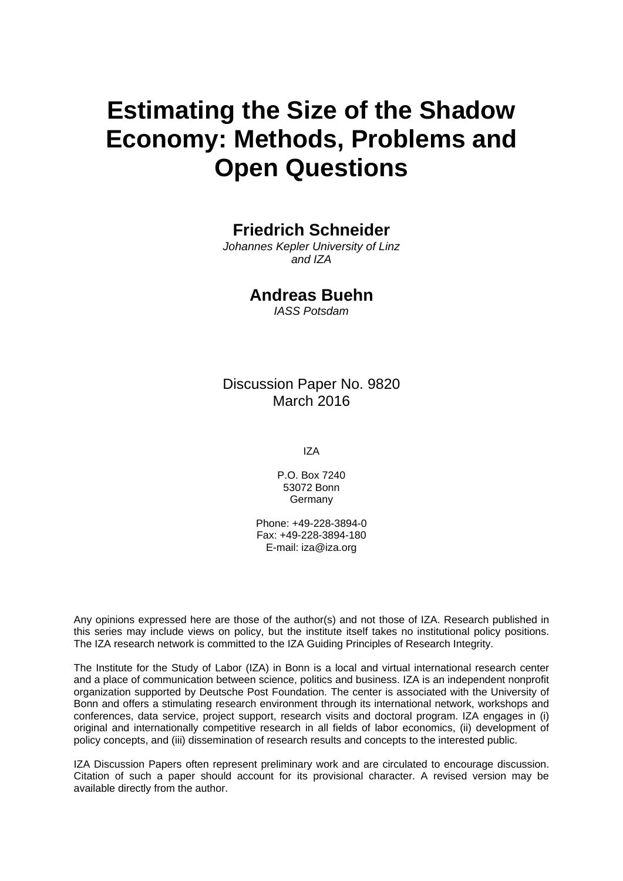# Estimating the Size of the Shadow Economy: Methods, Problems and Open Questions

**Friedrich Schneider**

*Johannes Kepler University of Linz and IZA*

**Andreas Buehn**

*IASS Potsdam*

Discussion Paper No. 9820
March 2016

IZA

P.O. Box 7240
53072 Bonn
Germany

Phone: +49-228-3894-0
Fax: +49-228-3894-180
E-mail: iza@iza.org

Any opinions expressed here are those of the author(s) and not those of IZA. Research published in this series may include views on policy, but the institute itself takes no institutional policy positions. The IZA research network is committed to the IZA Guiding Principles of Research Integrity.

The Institute for the Study of Labor (IZA) in Bonn is a local and virtual international research center and a place of communication between science, politics and business. IZA is an independent nonprofit organization supported by Deutsche Post Foundation. The center is associated with the University of Bonn and offers a stimulating research environment through its international network, workshops and conferences, data service, project support, research visits and doctoral program. IZA engages in (i) original and internationally competitive research in all fields of labor economics, (ii) development of policy concepts, and (iii) dissemination of research results and concepts to the interested public.

IZA Discussion Papers often represent preliminary work and are circulated to encourage discussion. Citation of such a paper should account for its provisional character. A revised version may be available directly from the author.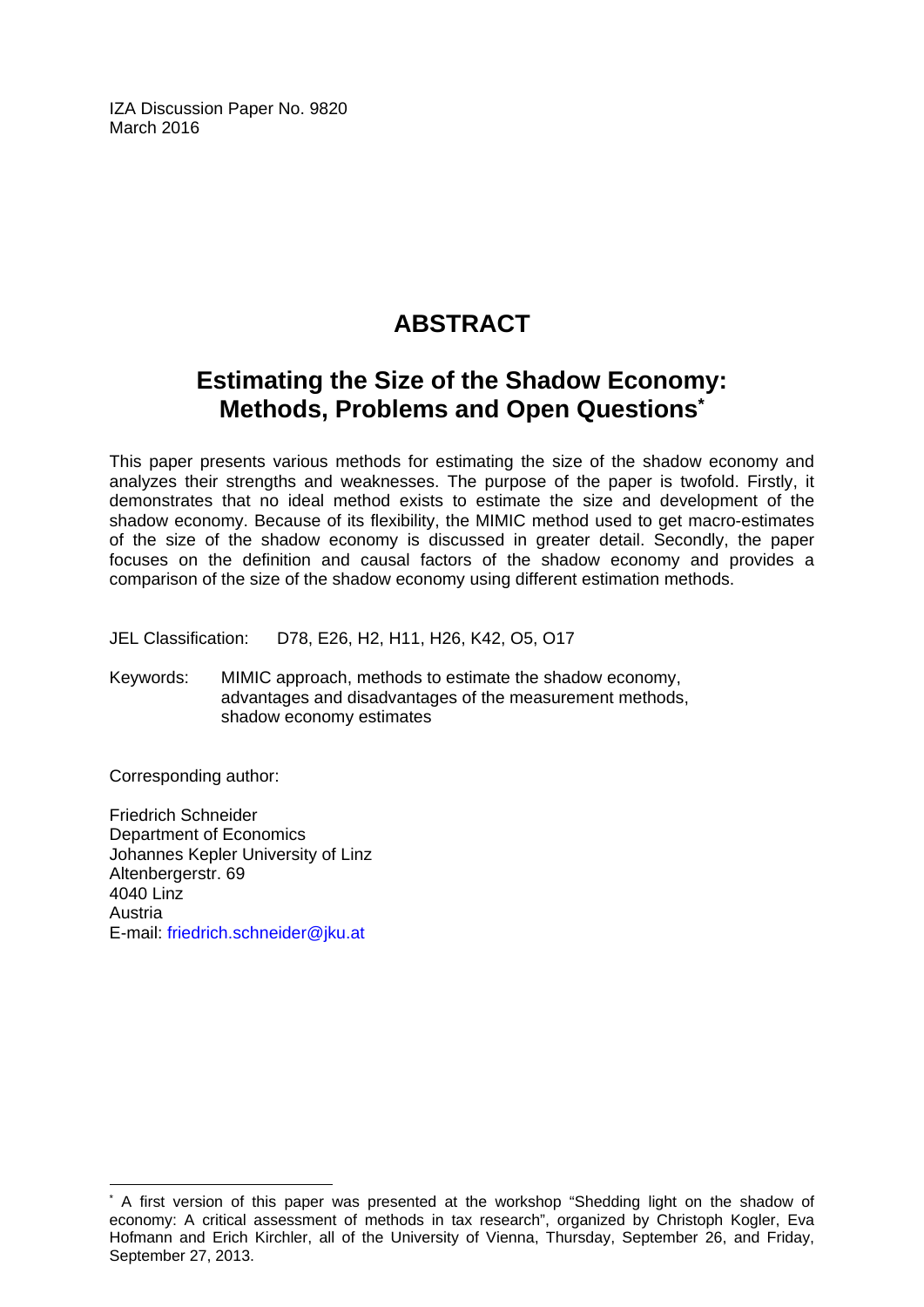IZA Discussion Paper No. 9820
March 2016

# ABSTRACT

## Estimating the Size of the Shadow Economy: Methods, Problems and Open Questions*

This paper presents various methods for estimating the size of the shadow economy and analyzes their strengths and weaknesses. The purpose of the paper is twofold. Firstly, it demonstrates that no ideal method exists to estimate the size and development of the shadow economy. Because of its flexibility, the MIMIC method used to get macro-estimates of the size of the shadow economy is discussed in greater detail. Secondly, the paper focuses on the definition and causal factors of the shadow economy and provides a comparison of the size of the shadow economy using different estimation methods.

JEL Classification: D78, E26, H2, H11, H26, K42, O5, O17

Keywords: MIMIC approach, methods to estimate the shadow economy, advantages and disadvantages of the measurement methods, shadow economy estimates

Corresponding author:

Friedrich Schneider
Department of Economics
Johannes Kepler University of Linz
Altenbergerstr. 69
4040 Linz
Austria
E-mail: friedrich.schneider@jku.at

---

* A first version of this paper was presented at the workshop "Shedding light on the shadow of economy: A critical assessment of methods in tax research", organized by Christoph Kogler, Eva Hofmann and Erich Kirchler, all of the University of Vienna, Thursday, September 26, and Friday, September 27, 2013.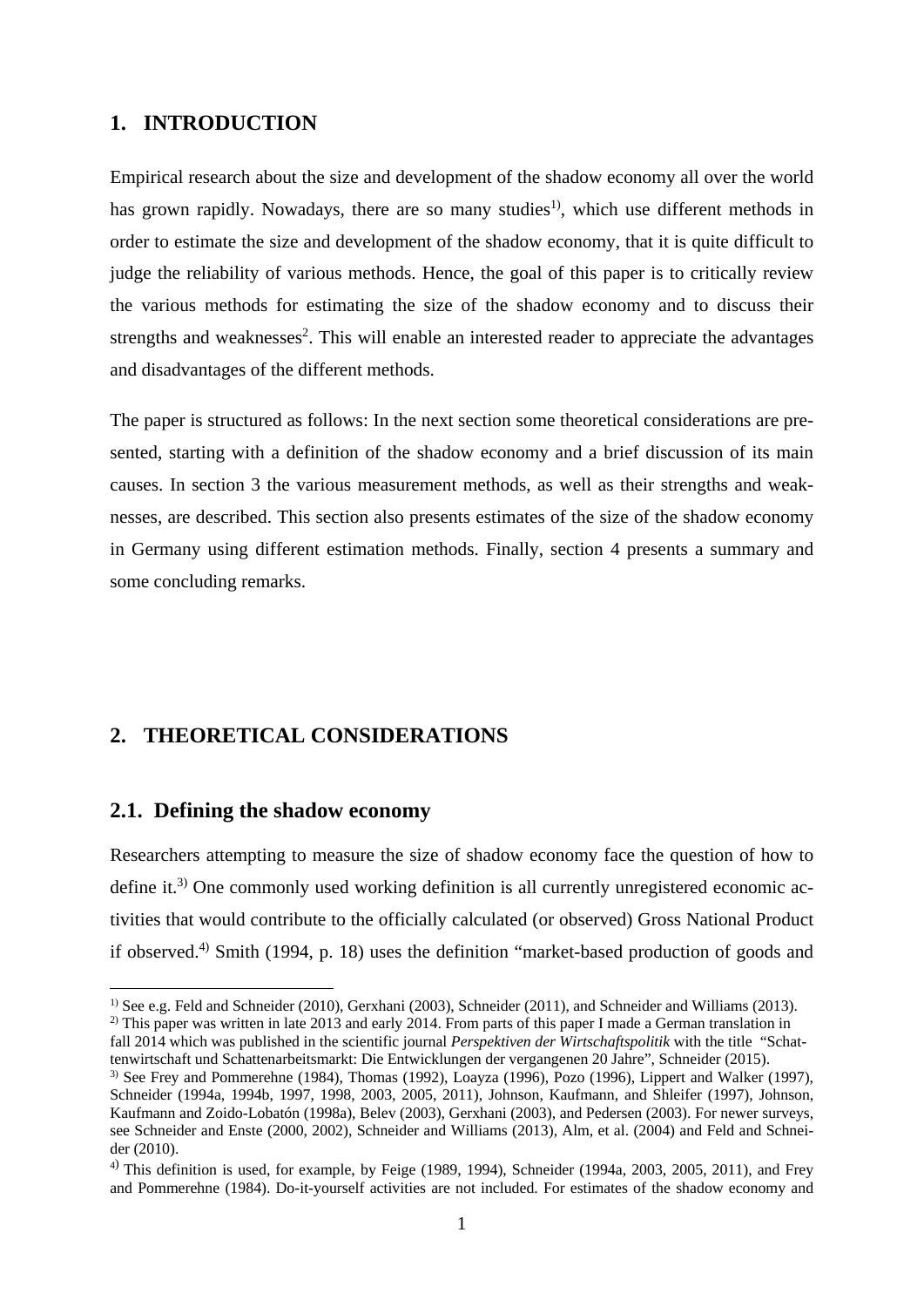# 1. INTRODUCTION

Empirical research about the size and development of the shadow economy all over the world has grown rapidly. Nowadays, there are so many studies[1)], which use different methods in order to estimate the size and development of the shadow economy, that it is quite difficult to judge the reliability of various methods. Hence, the goal of this paper is to critically review the various methods for estimating the size of the shadow economy and to discuss their strengths and weaknesses[2]. This will enable an interested reader to appreciate the advantages and disadvantages of the different methods.

The paper is structured as follows: In the next section some theoretical considerations are presented, starting with a definition of the shadow economy and a brief discussion of its main causes. In section 3 the various measurement methods, as well as their strengths and weaknesses, are described. This section also presents estimates of the size of the shadow economy in Germany using different estimation methods. Finally, section 4 presents a summary and some concluding remarks.

# 2. THEORETICAL CONSIDERATIONS

## 2.1. Defining the shadow economy

Researchers attempting to measure the size of shadow economy face the question of how to define it.[3)] One commonly used working definition is all currently unregistered economic activities that would contribute to the officially calculated (or observed) Gross National Product if observed.[4)] Smith (1994, p. 18) uses the definition "market-based production of goods and

---

[1)] See e.g. Feld and Schneider (2010), Gerxhani (2003), Schneider (2011), and Schneider and Williams (2013).

[2)] This paper was written in late 2013 and early 2014. From parts of this paper I made a German translation in fall 2014 which was published in the scientific journal *Perspektiven der Wirtschaftspolitik* with the title "Schattenwirtschaft und Schattenarbeitsmarkt: Die Entwicklungen der vergangenen 20 Jahre", Schneider (2015).

[3)] See Frey and Pommerehne (1984), Thomas (1992), Loayza (1996), Pozo (1996), Lippert and Walker (1997), Schneider (1994a, 1994b, 1997, 1998, 2003, 2005, 2011), Johnson, Kaufmann, and Shleifer (1997), Johnson, Kaufmann and Zoido-Lobatón (1998a), Belev (2003), Gerxhani (2003), and Pedersen (2003). For newer surveys, see Schneider and Enste (2000, 2002), Schneider and Williams (2013), Alm, et al. (2004) and Feld and Schneider (2010).

[4)] This definition is used, for example, by Feige (1989, 1994), Schneider (1994a, 2003, 2005, 2011), and Frey and Pommerehne (1984). Do-it-yourself activities are not included. For estimates of the shadow economy and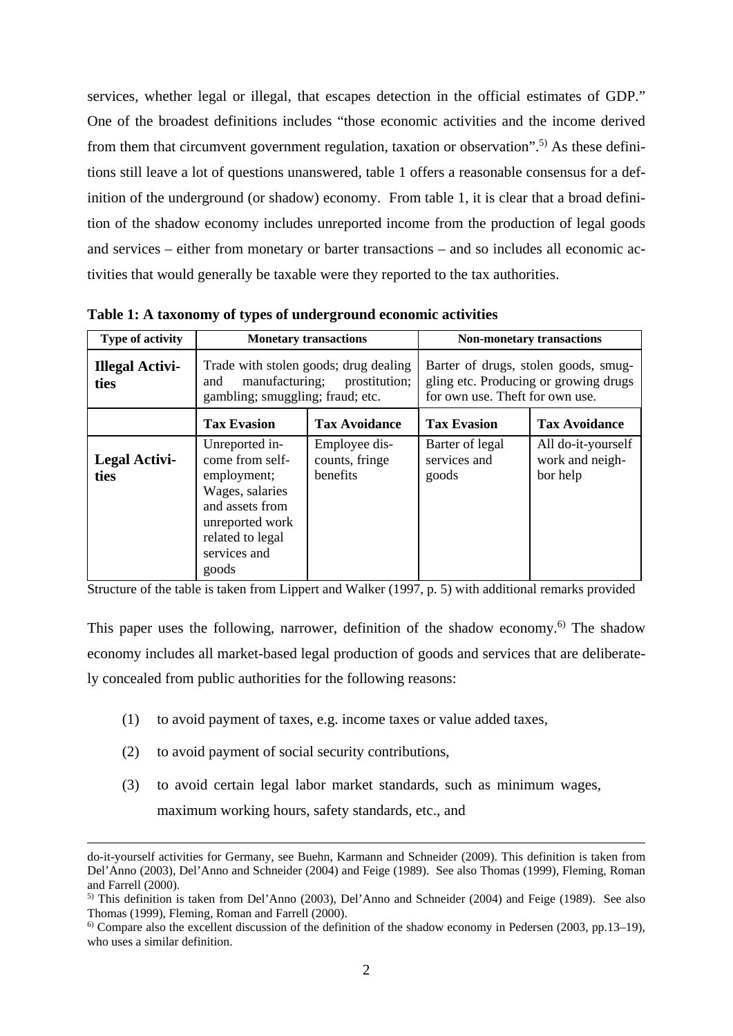services, whether legal or illegal, that escapes detection in the official estimates of GDP." One of the broadest definitions includes "those economic activities and the income derived from them that circumvent government regulation, taxation or observation".[5] As these definitions still leave a lot of questions unanswered, table 1 offers a reasonable consensus for a definition of the underground (or shadow) economy. From table 1, it is clear that a broad definition of the shadow economy includes unreported income from the production of legal goods and services – either from monetary or barter transactions – and so includes all economic activities that would generally be taxable were they reported to the tax authorities.

**Table 1: A taxonomy of types of underground economic activities**

| Type of activity | Monetary transactions | | Non-monetary transactions | |
|---|---|---|---|---|
| **Illegal Activities** | Trade with stolen goods; drug dealing and manufacturing; prostitution; gambling; smuggling; fraud; etc. | | Barter of drugs, stolen goods, smuggling etc. Producing or growing drugs for own use. Theft for own use. | |
| | **Tax Evasion** | **Tax Avoidance** | **Tax Evasion** | **Tax Avoidance** |
| **Legal Activities** | Unreported income from self-employment; Wages, salaries and assets from unreported work related to legal services and goods | Employee discounts, fringe benefits | Barter of legal services and goods | All do-it-yourself work and neighbor help |

Structure of the table is taken from Lippert and Walker (1997, p. 5) with additional remarks provided

This paper uses the following, narrower, definition of the shadow economy.[6] The shadow economy includes all market-based legal production of goods and services that are deliberately concealed from public authorities for the following reasons:

(1) to avoid payment of taxes, e.g. income taxes or value added taxes,

(2) to avoid payment of social security contributions,

(3) to avoid certain legal labor market standards, such as minimum wages, maximum working hours, safety standards, etc., and

---

do-it-yourself activities for Germany, see Buehn, Karmann and Schneider (2009). This definition is taken from Del'Anno (2003), Del'Anno and Schneider (2004) and Feige (1989). See also Thomas (1999), Fleming, Roman and Farrell (2000).

[5] This definition is taken from Del'Anno (2003), Del'Anno and Schneider (2004) and Feige (1989). See also Thomas (1999), Fleming, Roman and Farrell (2000).

[6] Compare also the excellent discussion of the definition of the shadow economy in Pedersen (2003, pp.13–19), who uses a similar definition.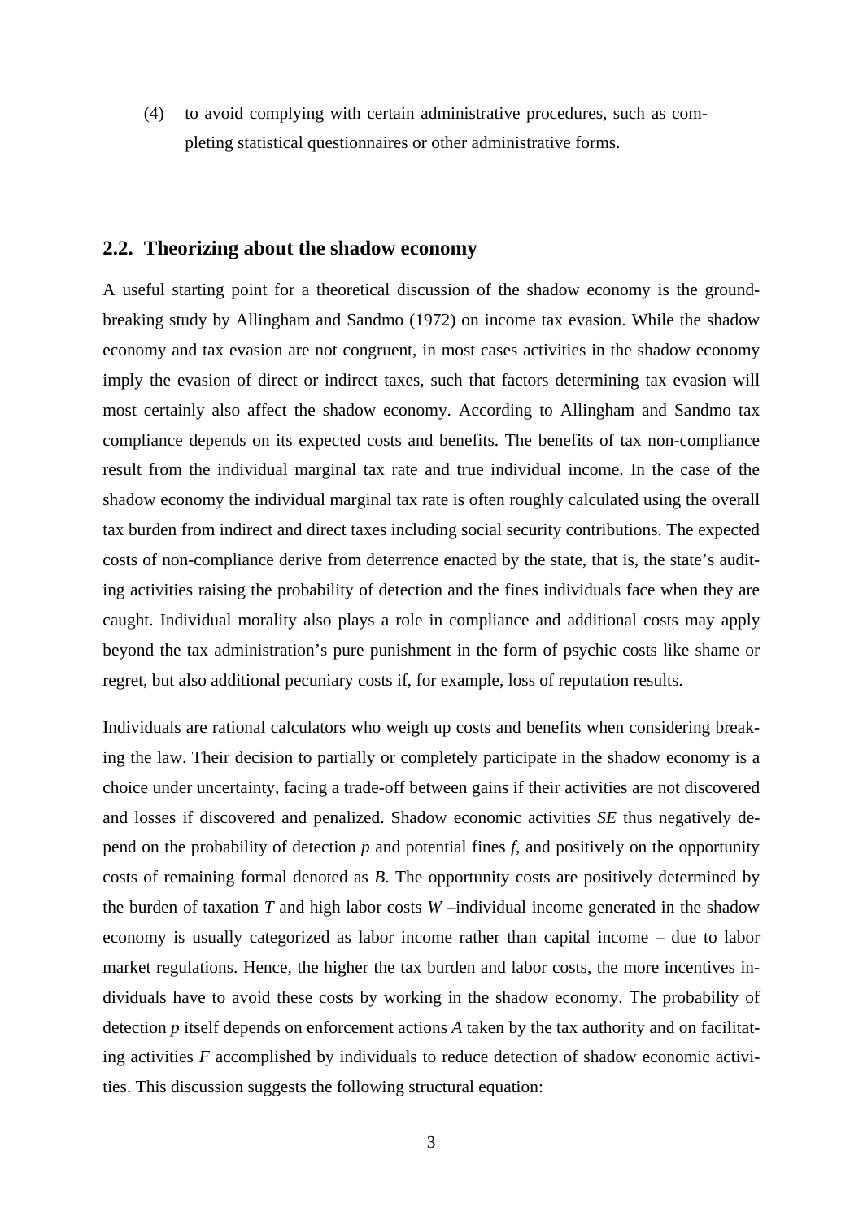(4) to avoid complying with certain administrative procedures, such as completing statistical questionnaires or other administrative forms.

## 2.2. Theorizing about the shadow economy

A useful starting point for a theoretical discussion of the shadow economy is the groundbreaking study by Allingham and Sandmo (1972) on income tax evasion. While the shadow economy and tax evasion are not congruent, in most cases activities in the shadow economy imply the evasion of direct or indirect taxes, such that factors determining tax evasion will most certainly also affect the shadow economy. According to Allingham and Sandmo tax compliance depends on its expected costs and benefits. The benefits of tax non-compliance result from the individual marginal tax rate and true individual income. In the case of the shadow economy the individual marginal tax rate is often roughly calculated using the overall tax burden from indirect and direct taxes including social security contributions. The expected costs of non-compliance derive from deterrence enacted by the state, that is, the state's auditing activities raising the probability of detection and the fines individuals face when they are caught. Individual morality also plays a role in compliance and additional costs may apply beyond the tax administration's pure punishment in the form of psychic costs like shame or regret, but also additional pecuniary costs if, for example, loss of reputation results.

Individuals are rational calculators who weigh up costs and benefits when considering breaking the law. Their decision to partially or completely participate in the shadow economy is a choice under uncertainty, facing a trade-off between gains if their activities are not discovered and losses if discovered and penalized. Shadow economic activities $SE$ thus negatively depend on the probability of detection $p$ and potential fines $f$, and positively on the opportunity costs of remaining formal denoted as $B$. The opportunity costs are positively determined by the burden of taxation $T$ and high labor costs $W$ –individual income generated in the shadow economy is usually categorized as labor income rather than capital income – due to labor market regulations. Hence, the higher the tax burden and labor costs, the more incentives individuals have to avoid these costs by working in the shadow economy. The probability of detection $p$ itself depends on enforcement actions $A$ taken by the tax authority and on facilitating activities $F$ accomplished by individuals to reduce detection of shadow economic activities. This discussion suggests the following structural equation: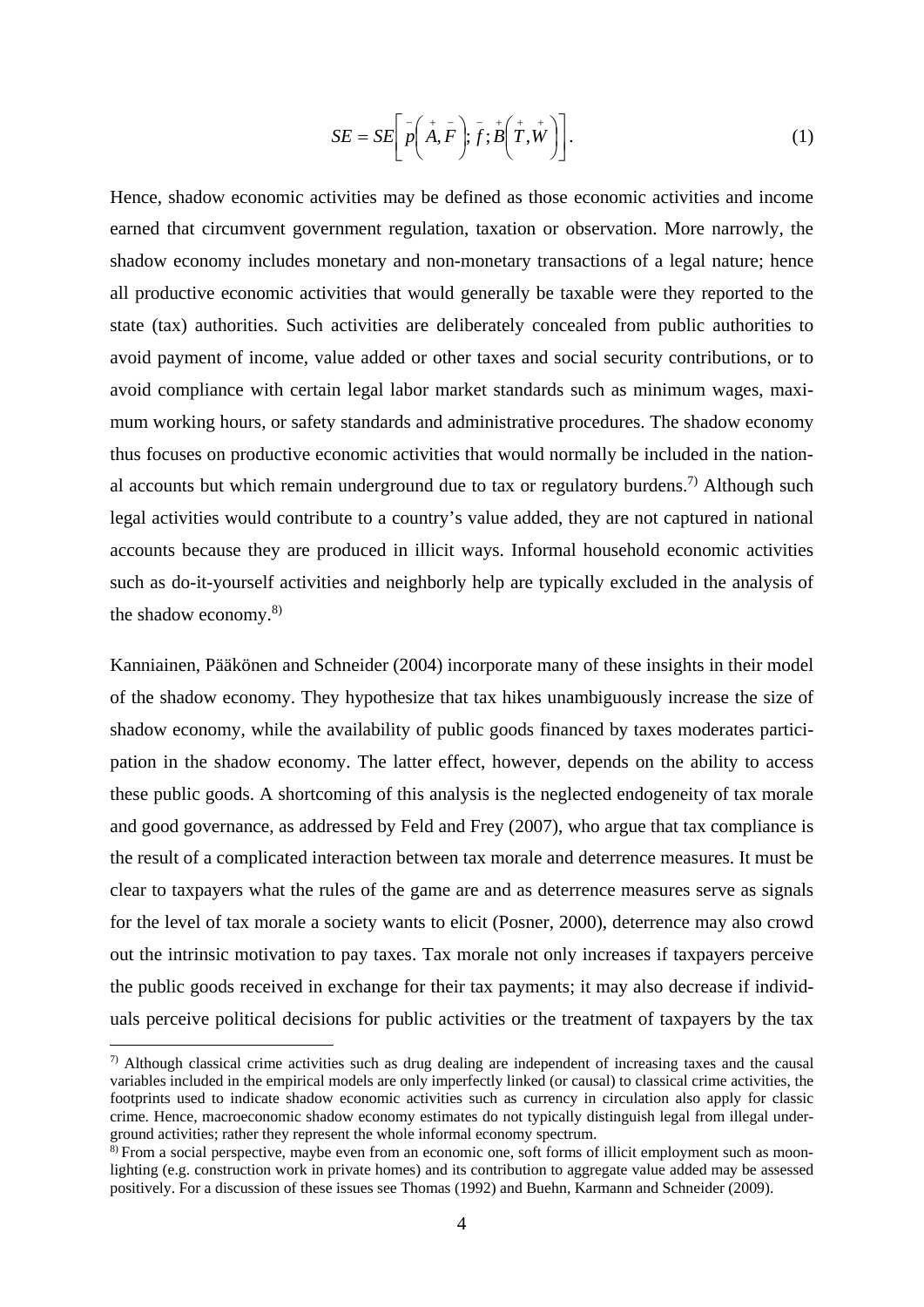$$SE = SE\left[\overset{-}{p}\left(\overset{+}{A},\overset{-}{F}\right);\overset{-}{f};\overset{+}{B}\left(\overset{+}{T},\overset{+}{W}\right)\right]. \tag{1}$$

Hence, shadow economic activities may be defined as those economic activities and income earned that circumvent government regulation, taxation or observation. More narrowly, the shadow economy includes monetary and non-monetary transactions of a legal nature; hence all productive economic activities that would generally be taxable were they reported to the state (tax) authorities. Such activities are deliberately concealed from public authorities to avoid payment of income, value added or other taxes and social security contributions, or to avoid compliance with certain legal labor market standards such as minimum wages, maximum working hours, or safety standards and administrative procedures. The shadow economy thus focuses on productive economic activities that would normally be included in the national accounts but which remain underground due to tax or regulatory burdens.[7] Although such legal activities would contribute to a country's value added, they are not captured in national accounts because they are produced in illicit ways. Informal household economic activities such as do-it-yourself activities and neighborly help are typically excluded in the analysis of the shadow economy.[8]

Kanniainen, Pääkönen and Schneider (2004) incorporate many of these insights in their model of the shadow economy. They hypothesize that tax hikes unambiguously increase the size of shadow economy, while the availability of public goods financed by taxes moderates participation in the shadow economy. The latter effect, however, depends on the ability to access these public goods. A shortcoming of this analysis is the neglected endogeneity of tax morale and good governance, as addressed by Feld and Frey (2007), who argue that tax compliance is the result of a complicated interaction between tax morale and deterrence measures. It must be clear to taxpayers what the rules of the game are and as deterrence measures serve as signals for the level of tax morale a society wants to elicit (Posner, 2000), deterrence may also crowd out the intrinsic motivation to pay taxes. Tax morale not only increases if taxpayers perceive the public goods received in exchange for their tax payments; it may also decrease if individuals perceive political decisions for public activities or the treatment of taxpayers by the tax

[7] Although classical crime activities such as drug dealing are independent of increasing taxes and the causal variables included in the empirical models are only imperfectly linked (or causal) to classical crime activities, the footprints used to indicate shadow economic activities such as currency in circulation also apply for classic crime. Hence, macroeconomic shadow economy estimates do not typically distinguish legal from illegal underground activities; rather they represent the whole informal economy spectrum.

[8] From a social perspective, maybe even from an economic one, soft forms of illicit employment such as moonlighting (e.g. construction work in private homes) and its contribution to aggregate value added may be assessed positively. For a discussion of these issues see Thomas (1992) and Buehn, Karmann and Schneider (2009).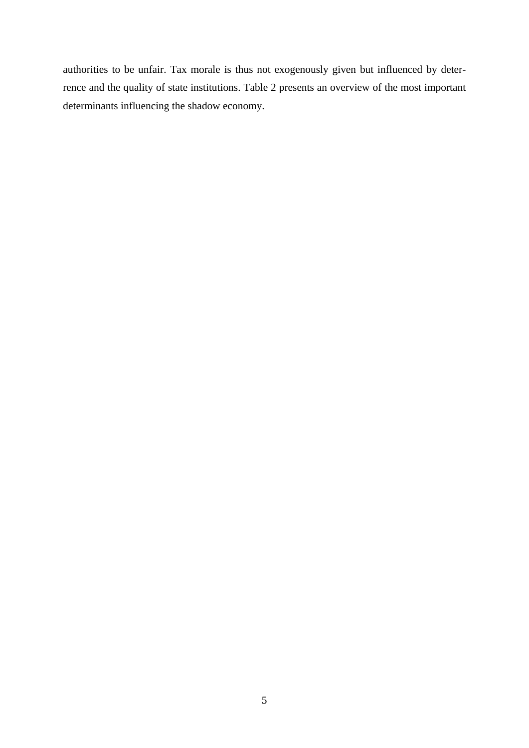authorities to be unfair. Tax morale is thus not exogenously given but influenced by deterrence and the quality of state institutions. Table 2 presents an overview of the most important determinants influencing the shadow economy.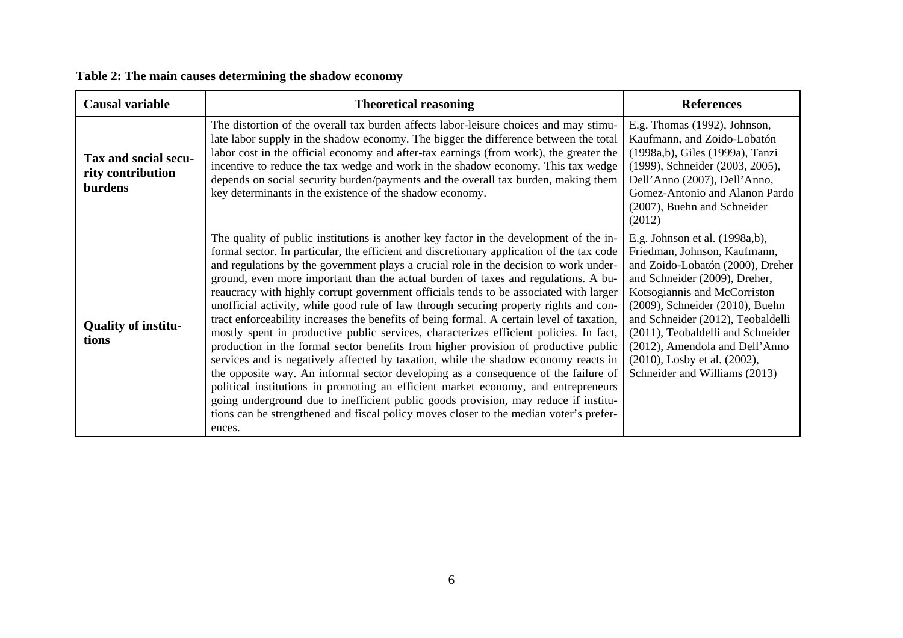**Table 2: The main causes determining the shadow economy**

| Causal variable | Theoretical reasoning | References |
|---|---|---|
| **Tax and social security contribution burdens** | The distortion of the overall tax burden affects labor-leisure choices and may stimulate labor supply in the shadow economy. The bigger the difference between the total labor cost in the official economy and after-tax earnings (from work), the greater the incentive to reduce the tax wedge and work in the shadow economy. This tax wedge depends on social security burden/payments and the overall tax burden, making them key determinants in the existence of the shadow economy. | E.g. Thomas (1992), Johnson, Kaufmann, and Zoido-Lobatón (1998a,b), Giles (1999a), Tanzi (1999), Schneider (2003, 2005), Dell'Anno (2007), Dell'Anno, Gomez-Antonio and Alanon Pardo (2007), Buehn and Schneider (2012) |
| **Quality of institutions** | The quality of public institutions is another key factor in the development of the informal sector. In particular, the efficient and discretionary application of the tax code and regulations by the government plays a crucial role in the decision to work underground, even more important than the actual burden of taxes and regulations. A bureaucracy with highly corrupt government officials tends to be associated with larger unofficial activity, while good rule of law through securing property rights and contract enforceability increases the benefits of being formal. A certain level of taxation, mostly spent in productive public services, characterizes efficient policies. In fact, production in the formal sector benefits from higher provision of productive public services and is negatively affected by taxation, while the shadow economy reacts in the opposite way. An informal sector developing as a consequence of the failure of political institutions in promoting an efficient market economy, and entrepreneurs going underground due to inefficient public goods provision, may reduce if institutions can be strengthened and fiscal policy moves closer to the median voter's preferences. | E.g. Johnson et al. (1998a,b), Friedman, Johnson, Kaufmann, and Zoido-Lobatón (2000), Dreher and Schneider (2009), Dreher, Kotsogiannis and McCorriston (2009), Schneider (2010), Buehn and Schneider (2012), Teobaldelli (2011), Teobaldelli and Schneider (2012), Amendola and Dell'Anno (2010), Losby et al. (2002), Schneider and Williams (2013) |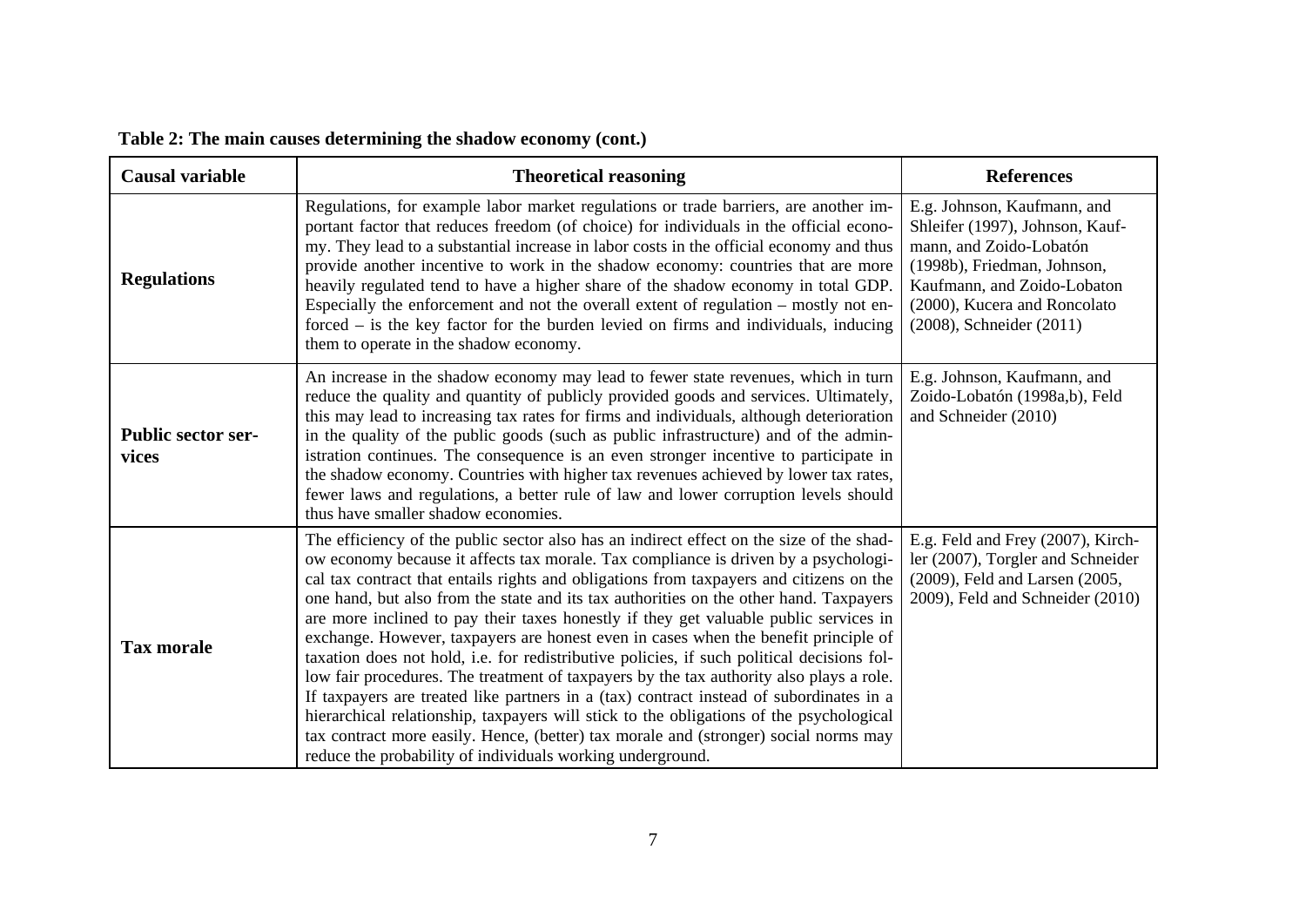**Table 2: The main causes determining the shadow economy (cont.)**

| Causal variable | Theoretical reasoning | References |
| --- | --- | --- |
| **Regulations** | Regulations, for example labor market regulations or trade barriers, are another important factor that reduces freedom (of choice) for individuals in the official economy. They lead to a substantial increase in labor costs in the official economy and thus provide another incentive to work in the shadow economy: countries that are more heavily regulated tend to have a higher share of the shadow economy in total GDP. Especially the enforcement and not the overall extent of regulation – mostly not enforced – is the key factor for the burden levied on firms and individuals, inducing them to operate in the shadow economy. | E.g. Johnson, Kaufmann, and Shleifer (1997), Johnson, Kaufmann, and Zoido-Lobatón (1998b), Friedman, Johnson, Kaufmann, and Zoido-Lobaton (2000), Kucera and Roncolato (2008), Schneider (2011) |
| **Public sector services** | An increase in the shadow economy may lead to fewer state revenues, which in turn reduce the quality and quantity of publicly provided goods and services. Ultimately, this may lead to increasing tax rates for firms and individuals, although deterioration in the quality of the public goods (such as public infrastructure) and of the administration continues. The consequence is an even stronger incentive to participate in the shadow economy. Countries with higher tax revenues achieved by lower tax rates, fewer laws and regulations, a better rule of law and lower corruption levels should thus have smaller shadow economies. | E.g. Johnson, Kaufmann, and Zoido-Lobatón (1998a,b), Feld and Schneider (2010) |
| **Tax morale** | The efficiency of the public sector also has an indirect effect on the size of the shadow economy because it affects tax morale. Tax compliance is driven by a psychological tax contract that entails rights and obligations from taxpayers and citizens on the one hand, but also from the state and its tax authorities on the other hand. Taxpayers are more inclined to pay their taxes honestly if they get valuable public services in exchange. However, taxpayers are honest even in cases when the benefit principle of taxation does not hold, i.e. for redistributive policies, if such political decisions follow fair procedures. The treatment of taxpayers by the tax authority also plays a role. If taxpayers are treated like partners in a (tax) contract instead of subordinates in a hierarchical relationship, taxpayers will stick to the obligations of the psychological tax contract more easily. Hence, (better) tax morale and (stronger) social norms may reduce the probability of individuals working underground. | E.g. Feld and Frey (2007), Kirchler (2007), Torgler and Schneider (2009), Feld and Larsen (2005, 2009), Feld and Schneider (2010) |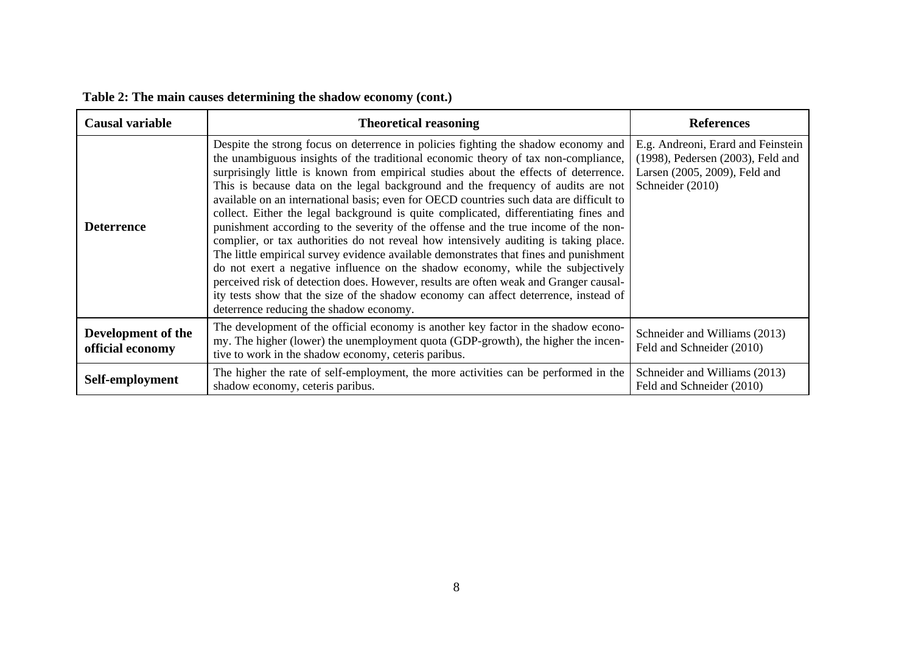**Table 2: The main causes determining the shadow economy (cont.)**

| Causal variable | Theoretical reasoning | References |
|---|---|---|
| **Deterrence** | Despite the strong focus on deterrence in policies fighting the shadow economy and the unambiguous insights of the traditional economic theory of tax non-compliance, surprisingly little is known from empirical studies about the effects of deterrence. This is because data on the legal background and the frequency of audits are not available on an international basis; even for OECD countries such data are difficult to collect. Either the legal background is quite complicated, differentiating fines and punishment according to the severity of the offense and the true income of the non-complier, or tax authorities do not reveal how intensively auditing is taking place. The little empirical survey evidence available demonstrates that fines and punishment do not exert a negative influence on the shadow economy, while the subjectively perceived risk of detection does. However, results are often weak and Granger causality tests show that the size of the shadow economy can affect deterrence, instead of deterrence reducing the shadow economy. | E.g. Andreoni, Erard and Feinstein (1998), Pedersen (2003), Feld and Larsen (2005, 2009), Feld and Schneider (2010) |
| **Development of the official economy** | The development of the official economy is another key factor in the shadow economy. The higher (lower) the unemployment quota (GDP-growth), the higher the incentive to work in the shadow economy, ceteris paribus. | Schneider and Williams (2013) Feld and Schneider (2010) |
| **Self-employment** | The higher the rate of self-employment, the more activities can be performed in the shadow economy, ceteris paribus. | Schneider and Williams (2013) Feld and Schneider (2010) |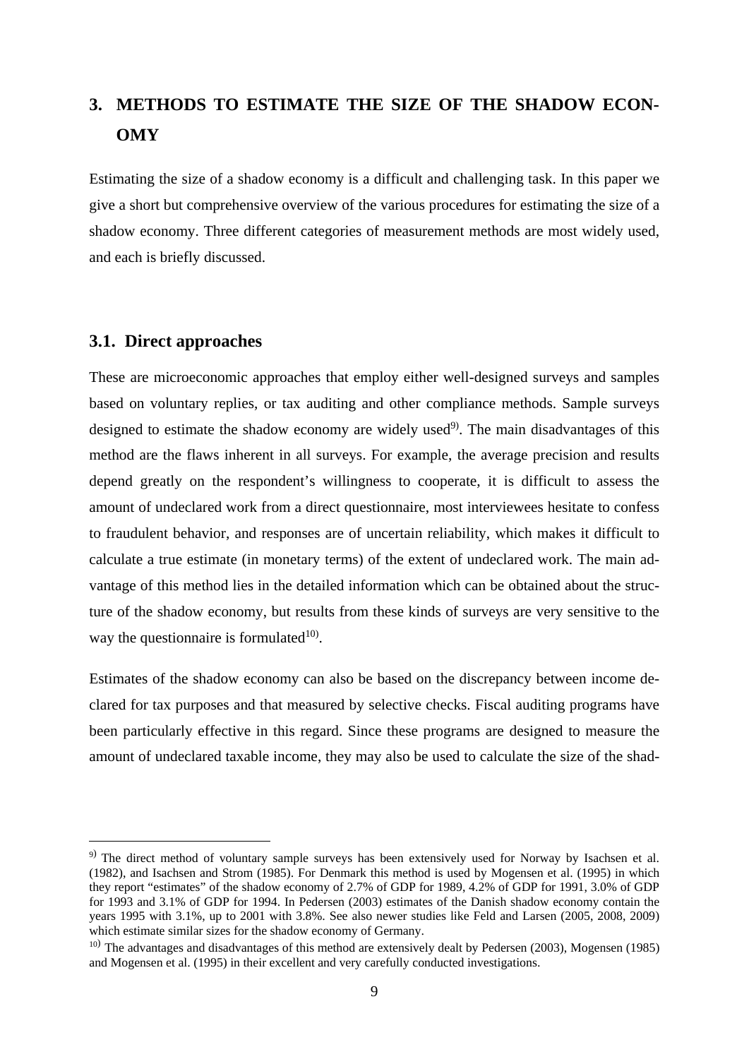# 3. METHODS TO ESTIMATE THE SIZE OF THE SHADOW ECONOMY

Estimating the size of a shadow economy is a difficult and challenging task. In this paper we give a short but comprehensive overview of the various procedures for estimating the size of a shadow economy. Three different categories of measurement methods are most widely used, and each is briefly discussed.

## 3.1. Direct approaches

These are microeconomic approaches that employ either well-designed surveys and samples based on voluntary replies, or tax auditing and other compliance methods. Sample surveys designed to estimate the shadow economy are widely used[9)]. The main disadvantages of this method are the flaws inherent in all surveys. For example, the average precision and results depend greatly on the respondent's willingness to cooperate, it is difficult to assess the amount of undeclared work from a direct questionnaire, most interviewees hesitate to confess to fraudulent behavior, and responses are of uncertain reliability, which makes it difficult to calculate a true estimate (in monetary terms) of the extent of undeclared work. The main advantage of this method lies in the detailed information which can be obtained about the structure of the shadow economy, but results from these kinds of surveys are very sensitive to the way the questionnaire is formulated[10)].

Estimates of the shadow economy can also be based on the discrepancy between income declared for tax purposes and that measured by selective checks. Fiscal auditing programs have been particularly effective in this regard. Since these programs are designed to measure the amount of undeclared taxable income, they may also be used to calculate the size of the shad-

---

[9)] The direct method of voluntary sample surveys has been extensively used for Norway by Isachsen et al. (1982), and Isachsen and Strom (1985). For Denmark this method is used by Mogensen et al. (1995) in which they report "estimates" of the shadow economy of 2.7% of GDP for 1989, 4.2% of GDP for 1991, 3.0% of GDP for 1993 and 3.1% of GDP for 1994. In Pedersen (2003) estimates of the Danish shadow economy contain the years 1995 with 3.1%, up to 2001 with 3.8%. See also newer studies like Feld and Larsen (2005, 2008, 2009) which estimate similar sizes for the shadow economy of Germany.

[10)] The advantages and disadvantages of this method are extensively dealt by Pedersen (2003), Mogensen (1985) and Mogensen et al. (1995) in their excellent and very carefully conducted investigations.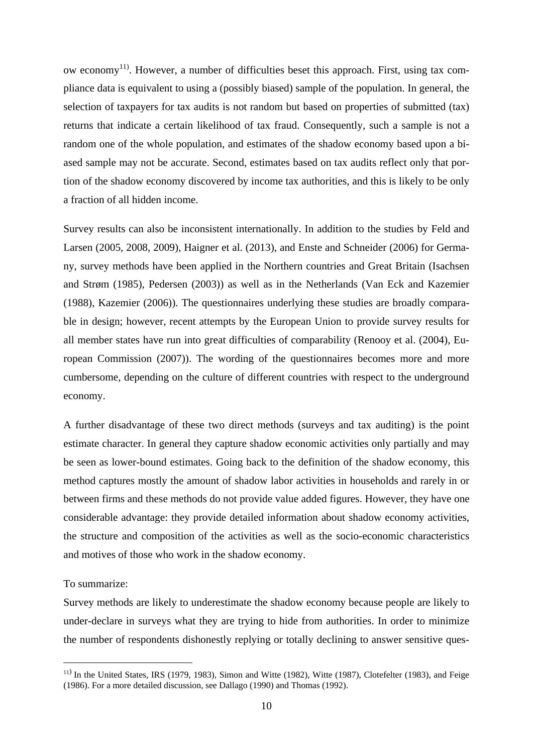ow economy[11]. However, a number of difficulties beset this approach. First, using tax compliance data is equivalent to using a (possibly biased) sample of the population. In general, the selection of taxpayers for tax audits is not random but based on properties of submitted (tax) returns that indicate a certain likelihood of tax fraud. Consequently, such a sample is not a random one of the whole population, and estimates of the shadow economy based upon a biased sample may not be accurate. Second, estimates based on tax audits reflect only that portion of the shadow economy discovered by income tax authorities, and this is likely to be only a fraction of all hidden income.

Survey results can also be inconsistent internationally. In addition to the studies by Feld and Larsen (2005, 2008, 2009), Haigner et al. (2013), and Enste and Schneider (2006) for Germany, survey methods have been applied in the Northern countries and Great Britain (Isachsen and Strøm (1985), Pedersen (2003)) as well as in the Netherlands (Van Eck and Kazemier (1988), Kazemier (2006)). The questionnaires underlying these studies are broadly comparable in design; however, recent attempts by the European Union to provide survey results for all member states have run into great difficulties of comparability (Renooy et al. (2004), European Commission (2007)). The wording of the questionnaires becomes more and more cumbersome, depending on the culture of different countries with respect to the underground economy.

A further disadvantage of these two direct methods (surveys and tax auditing) is the point estimate character. In general they capture shadow economic activities only partially and may be seen as lower-bound estimates. Going back to the definition of the shadow economy, this method captures mostly the amount of shadow labor activities in households and rarely in or between firms and these methods do not provide value added figures. However, they have one considerable advantage: they provide detailed information about shadow economy activities, the structure and composition of the activities as well as the socio-economic characteristics and motives of those who work in the shadow economy.

To summarize:

Survey methods are likely to underestimate the shadow economy because people are likely to under-declare in surveys what they are trying to hide from authorities. In order to minimize the number of respondents dishonestly replying or totally declining to answer sensitive ques-

[11] In the United States, IRS (1979, 1983), Simon and Witte (1982), Witte (1987), Clotefelter (1983), and Feige (1986). For a more detailed discussion, see Dallago (1990) and Thomas (1992).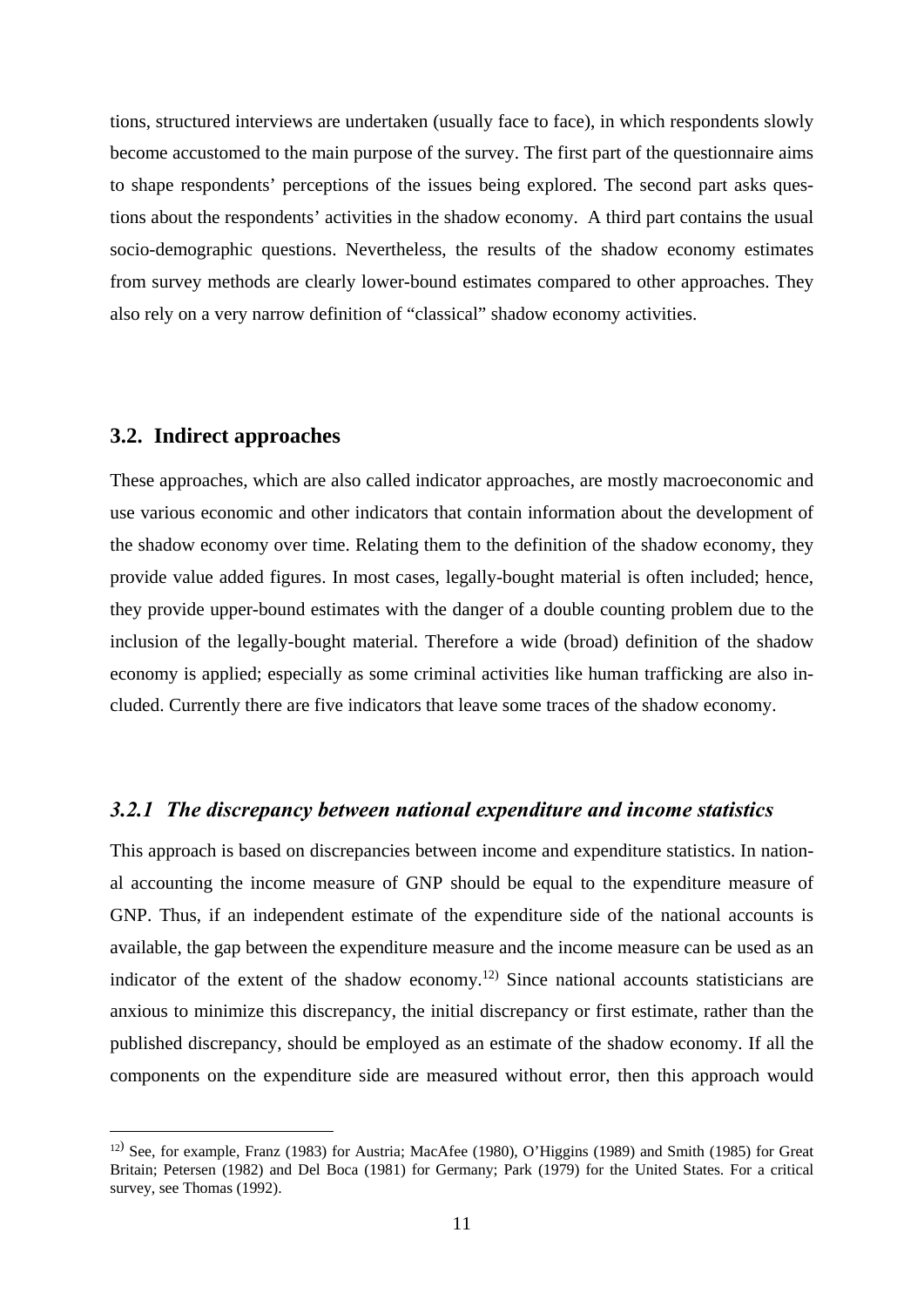tions, structured interviews are undertaken (usually face to face), in which respondents slowly become accustomed to the main purpose of the survey. The first part of the questionnaire aims to shape respondents' perceptions of the issues being explored. The second part asks questions about the respondents' activities in the shadow economy. A third part contains the usual socio-demographic questions. Nevertheless, the results of the shadow economy estimates from survey methods are clearly lower-bound estimates compared to other approaches. They also rely on a very narrow definition of "classical" shadow economy activities.

## 3.2. Indirect approaches

These approaches, which are also called indicator approaches, are mostly macroeconomic and use various economic and other indicators that contain information about the development of the shadow economy over time. Relating them to the definition of the shadow economy, they provide value added figures. In most cases, legally-bought material is often included; hence, they provide upper-bound estimates with the danger of a double counting problem due to the inclusion of the legally-bought material. Therefore a wide (broad) definition of the shadow economy is applied; especially as some criminal activities like human trafficking are also included. Currently there are five indicators that leave some traces of the shadow economy.

### *3.2.1 The discrepancy between national expenditure and income statistics*

This approach is based on discrepancies between income and expenditure statistics. In national accounting the income measure of GNP should be equal to the expenditure measure of GNP. Thus, if an independent estimate of the expenditure side of the national accounts is available, the gap between the expenditure measure and the income measure can be used as an indicator of the extent of the shadow economy.[12)] Since national accounts statisticians are anxious to minimize this discrepancy, the initial discrepancy or first estimate, rather than the published discrepancy, should be employed as an estimate of the shadow economy. If all the components on the expenditure side are measured without error, then this approach would

[12)] See, for example, Franz (1983) for Austria; MacAfee (1980), O'Higgins (1989) and Smith (1985) for Great Britain; Petersen (1982) and Del Boca (1981) for Germany; Park (1979) for the United States. For a critical survey, see Thomas (1992).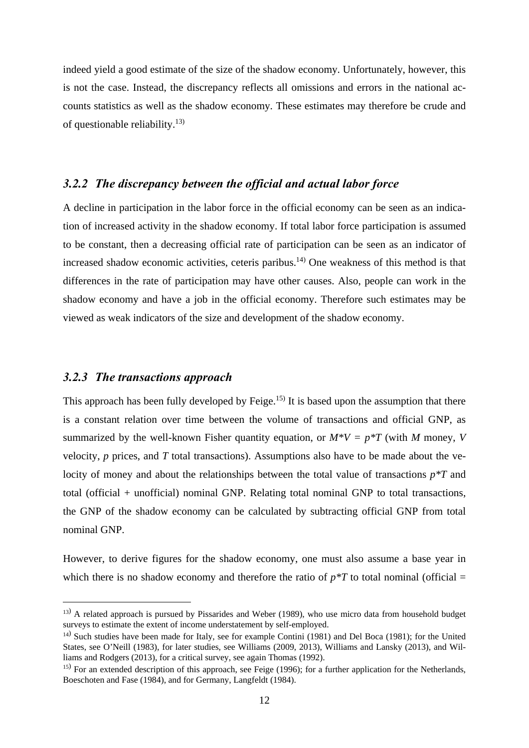indeed yield a good estimate of the size of the shadow economy. Unfortunately, however, this is not the case. Instead, the discrepancy reflects all omissions and errors in the national accounts statistics as well as the shadow economy. These estimates may therefore be crude and of questionable reliability.[13)]

### *3.2.2 The discrepancy between the official and actual labor force*

A decline in participation in the labor force in the official economy can be seen as an indication of increased activity in the shadow economy. If total labor force participation is assumed to be constant, then a decreasing official rate of participation can be seen as an indicator of increased shadow economic activities, ceteris paribus.[14)] One weakness of this method is that differences in the rate of participation may have other causes. Also, people can work in the shadow economy and have a job in the official economy. Therefore such estimates may be viewed as weak indicators of the size and development of the shadow economy.

### *3.2.3 The transactions approach*

This approach has been fully developed by Feige.[15)] It is based upon the assumption that there is a constant relation over time between the volume of transactions and official GNP, as summarized by the well-known Fisher quantity equation, or $M*V = p*T$ (with $M$ money, $V$ velocity, $p$ prices, and $T$ total transactions). Assumptions also have to be made about the velocity of money and about the relationships between the total value of transactions $p*T$ and total (official + unofficial) nominal GNP. Relating total nominal GNP to total transactions, the GNP of the shadow economy can be calculated by subtracting official GNP from total nominal GNP.

However, to derive figures for the shadow economy, one must also assume a base year in which there is no shadow economy and therefore the ratio of $p*T$ to total nominal (official =

---

[13)] A related approach is pursued by Pissarides and Weber (1989), who use micro data from household budget surveys to estimate the extent of income understatement by self-employed.

[14)] Such studies have been made for Italy, see for example Contini (1981) and Del Boca (1981); for the United States, see O'Neill (1983), for later studies, see Williams (2009, 2013), Williams and Lansky (2013), and Williams and Rodgers (2013), for a critical survey, see again Thomas (1992).

[15)] For an extended description of this approach, see Feige (1996); for a further application for the Netherlands, Boeschoten and Fase (1984), and for Germany, Langfeldt (1984).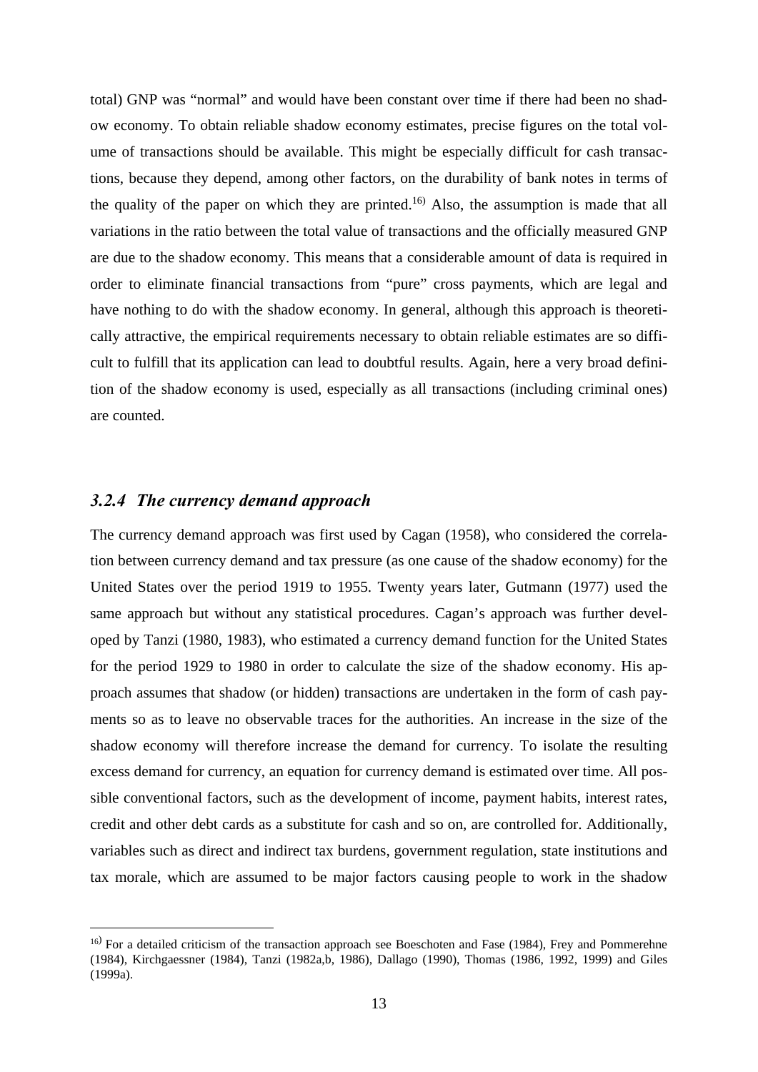total) GNP was "normal" and would have been constant over time if there had been no shadow economy. To obtain reliable shadow economy estimates, precise figures on the total volume of transactions should be available. This might be especially difficult for cash transactions, because they depend, among other factors, on the durability of bank notes in terms of the quality of the paper on which they are printed.[16] Also, the assumption is made that all variations in the ratio between the total value of transactions and the officially measured GNP are due to the shadow economy. This means that a considerable amount of data is required in order to eliminate financial transactions from "pure" cross payments, which are legal and have nothing to do with the shadow economy. In general, although this approach is theoretically attractive, the empirical requirements necessary to obtain reliable estimates are so difficult to fulfill that its application can lead to doubtful results. Again, here a very broad definition of the shadow economy is used, especially as all transactions (including criminal ones) are counted.

### *3.2.4 The currency demand approach*

The currency demand approach was first used by Cagan (1958), who considered the correlation between currency demand and tax pressure (as one cause of the shadow economy) for the United States over the period 1919 to 1955. Twenty years later, Gutmann (1977) used the same approach but without any statistical procedures. Cagan's approach was further developed by Tanzi (1980, 1983), who estimated a currency demand function for the United States for the period 1929 to 1980 in order to calculate the size of the shadow economy. His approach assumes that shadow (or hidden) transactions are undertaken in the form of cash payments so as to leave no observable traces for the authorities. An increase in the size of the shadow economy will therefore increase the demand for currency. To isolate the resulting excess demand for currency, an equation for currency demand is estimated over time. All possible conventional factors, such as the development of income, payment habits, interest rates, credit and other debt cards as a substitute for cash and so on, are controlled for. Additionally, variables such as direct and indirect tax burdens, government regulation, state institutions and tax morale, which are assumed to be major factors causing people to work in the shadow

[16] For a detailed criticism of the transaction approach see Boeschoten and Fase (1984), Frey and Pommerehne (1984), Kirchgaessner (1984), Tanzi (1982a,b, 1986), Dallago (1990), Thomas (1986, 1992, 1999) and Giles (1999a).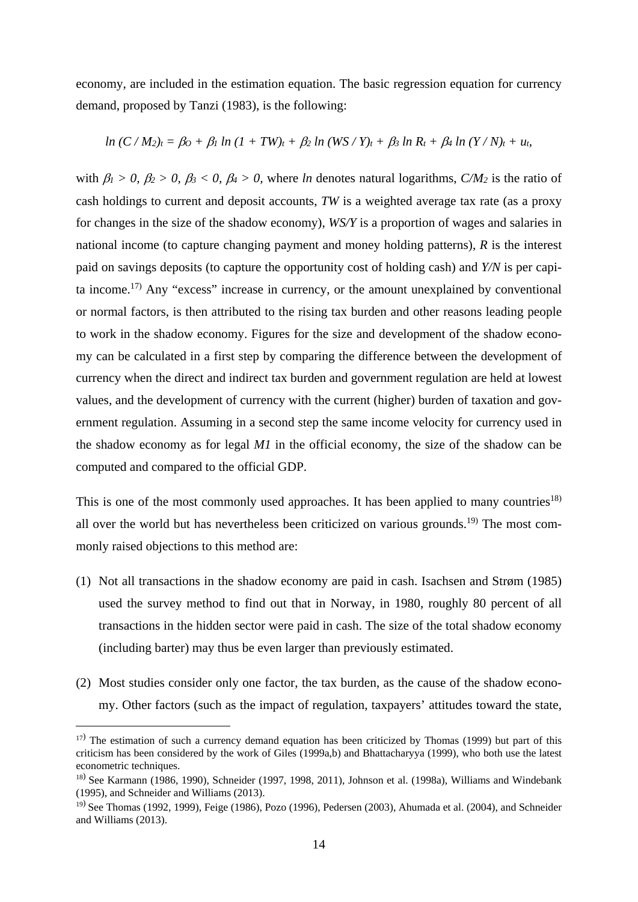economy, are included in the estimation equation. The basic regression equation for currency demand, proposed by Tanzi (1983), is the following:

$$\ln (C / M_2)_t = \beta_O + \beta_1 \ln (1 + TW)_t + \beta_2 \ln (WS / Y)_t + \beta_3 \ln R_t + \beta_4 \ln (Y / N)_t + u_t,$$

with $\beta_1 > 0$, $\beta_2 > 0$, $\beta_3 < 0$, $\beta_4 > 0$, where *ln* denotes natural logarithms, $C/M_2$ is the ratio of cash holdings to current and deposit accounts, *TW* is a weighted average tax rate (as a proxy for changes in the size of the shadow economy), *WS/Y* is a proportion of wages and salaries in national income (to capture changing payment and money holding patterns), *R* is the interest paid on savings deposits (to capture the opportunity cost of holding cash) and *Y/N* is per capita income.[17)] Any "excess" increase in currency, or the amount unexplained by conventional or normal factors, is then attributed to the rising tax burden and other reasons leading people to work in the shadow economy. Figures for the size and development of the shadow economy can be calculated in a first step by comparing the difference between the development of currency when the direct and indirect tax burden and government regulation are held at lowest values, and the development of currency with the current (higher) burden of taxation and government regulation. Assuming in a second step the same income velocity for currency used in the shadow economy as for legal *M1* in the official economy, the size of the shadow can be computed and compared to the official GDP.

This is one of the most commonly used approaches. It has been applied to many countries[18)] all over the world but has nevertheless been criticized on various grounds.[19)] The most commonly raised objections to this method are:

(1) Not all transactions in the shadow economy are paid in cash. Isachsen and Strøm (1985) used the survey method to find out that in Norway, in 1980, roughly 80 percent of all transactions in the hidden sector were paid in cash. The size of the total shadow economy (including barter) may thus be even larger than previously estimated.

(2) Most studies consider only one factor, the tax burden, as the cause of the shadow economy. Other factors (such as the impact of regulation, taxpayers' attitudes toward the state,

---

[17)] The estimation of such a currency demand equation has been criticized by Thomas (1999) but part of this criticism has been considered by the work of Giles (1999a,b) and Bhattacharyya (1999), who both use the latest econometric techniques.

[18)] See Karmann (1986, 1990), Schneider (1997, 1998, 2011), Johnson et al. (1998a), Williams and Windebank (1995), and Schneider and Williams (2013).

[19)] See Thomas (1992, 1999), Feige (1986), Pozo (1996), Pedersen (2003), Ahumada et al. (2004), and Schneider and Williams (2013).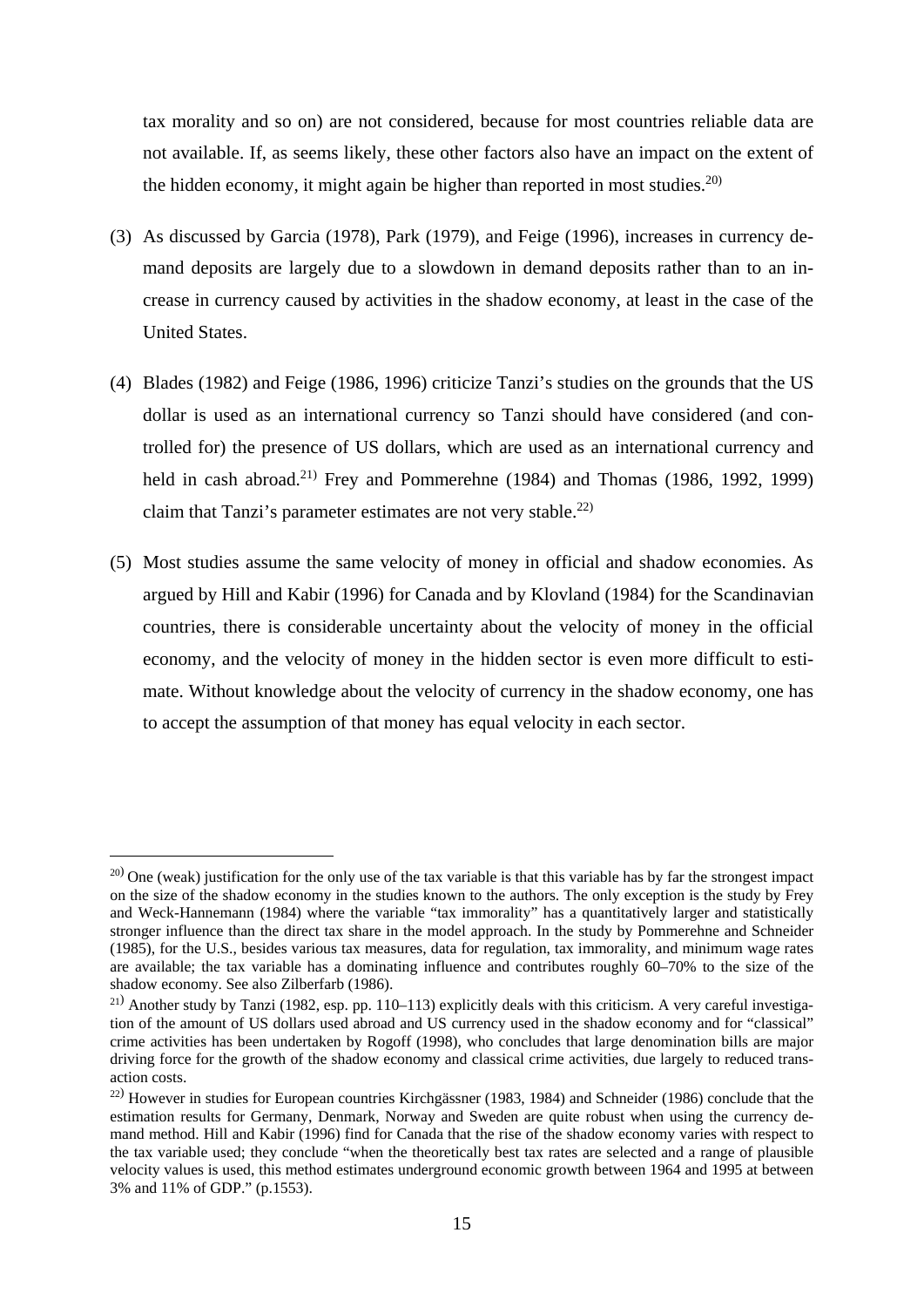tax morality and so on) are not considered, because for most countries reliable data are not available. If, as seems likely, these other factors also have an impact on the extent of the hidden economy, it might again be higher than reported in most studies.[20)]

(3) As discussed by Garcia (1978), Park (1979), and Feige (1996), increases in currency demand deposits are largely due to a slowdown in demand deposits rather than to an increase in currency caused by activities in the shadow economy, at least in the case of the United States.

(4) Blades (1982) and Feige (1986, 1996) criticize Tanzi's studies on the grounds that the US dollar is used as an international currency so Tanzi should have considered (and controlled for) the presence of US dollars, which are used as an international currency and held in cash abroad.[21)] Frey and Pommerehne (1984) and Thomas (1986, 1992, 1999) claim that Tanzi's parameter estimates are not very stable.[22)]

(5) Most studies assume the same velocity of money in official and shadow economies. As argued by Hill and Kabir (1996) for Canada and by Klovland (1984) for the Scandinavian countries, there is considerable uncertainty about the velocity of money in the official economy, and the velocity of money in the hidden sector is even more difficult to estimate. Without knowledge about the velocity of currency in the shadow economy, one has to accept the assumption of that money has equal velocity in each sector.

---

[20)] One (weak) justification for the only use of the tax variable is that this variable has by far the strongest impact on the size of the shadow economy in the studies known to the authors. The only exception is the study by Frey and Weck-Hannemann (1984) where the variable "tax immorality" has a quantitatively larger and statistically stronger influence than the direct tax share in the model approach. In the study by Pommerehne and Schneider (1985), for the U.S., besides various tax measures, data for regulation, tax immorality, and minimum wage rates are available; the tax variable has a dominating influence and contributes roughly 60–70% to the size of the shadow economy. See also Zilberfarb (1986).

[21)] Another study by Tanzi (1982, esp. pp. 110–113) explicitly deals with this criticism. A very careful investigation of the amount of US dollars used abroad and US currency used in the shadow economy and for "classical" crime activities has been undertaken by Rogoff (1998), who concludes that large denomination bills are major driving force for the growth of the shadow economy and classical crime activities, due largely to reduced transaction costs.

[22)] However in studies for European countries Kirchgässner (1983, 1984) and Schneider (1986) conclude that the estimation results for Germany, Denmark, Norway and Sweden are quite robust when using the currency demand method. Hill and Kabir (1996) find for Canada that the rise of the shadow economy varies with respect to the tax variable used; they conclude "when the theoretically best tax rates are selected and a range of plausible velocity values is used, this method estimates underground economic growth between 1964 and 1995 at between 3% and 11% of GDP." (p.1553).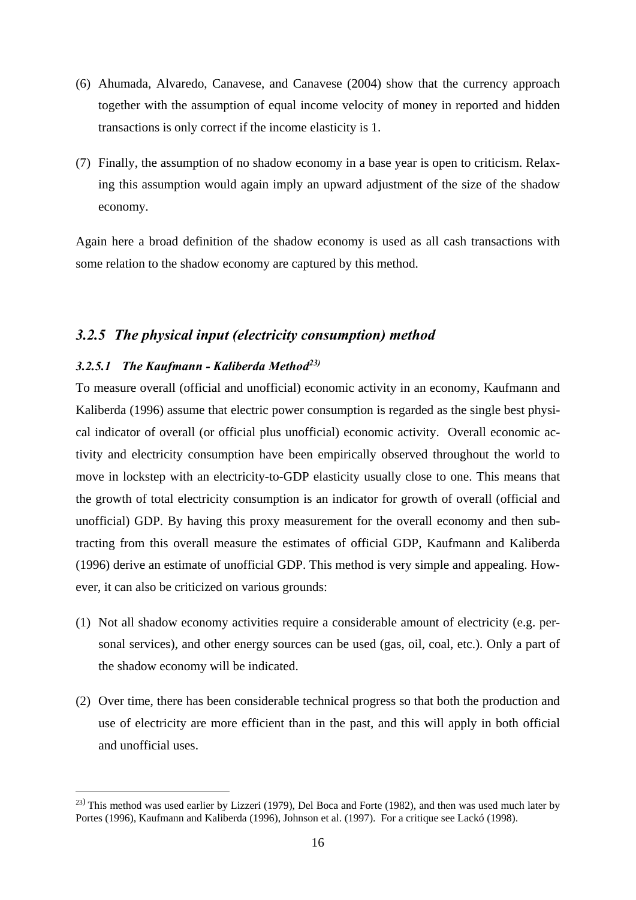(6) Ahumada, Alvaredo, Canavese, and Canavese (2004) show that the currency approach together with the assumption of equal income velocity of money in reported and hidden transactions is only correct if the income elasticity is 1.

(7) Finally, the assumption of no shadow economy in a base year is open to criticism. Relaxing this assumption would again imply an upward adjustment of the size of the shadow economy.

Again here a broad definition of the shadow economy is used as all cash transactions with some relation to the shadow economy are captured by this method.

### *3.2.5 The physical input (electricity consumption) method*

#### *3.2.5.1 The Kaufmann - Kaliberda Method*[23)]

To measure overall (official and unofficial) economic activity in an economy, Kaufmann and Kaliberda (1996) assume that electric power consumption is regarded as the single best physical indicator of overall (or official plus unofficial) economic activity. Overall economic activity and electricity consumption have been empirically observed throughout the world to move in lockstep with an electricity-to-GDP elasticity usually close to one. This means that the growth of total electricity consumption is an indicator for growth of overall (official and unofficial) GDP. By having this proxy measurement for the overall economy and then subtracting from this overall measure the estimates of official GDP, Kaufmann and Kaliberda (1996) derive an estimate of unofficial GDP. This method is very simple and appealing. However, it can also be criticized on various grounds:

(1) Not all shadow economy activities require a considerable amount of electricity (e.g. personal services), and other energy sources can be used (gas, oil, coal, etc.). Only a part of the shadow economy will be indicated.

(2) Over time, there has been considerable technical progress so that both the production and use of electricity are more efficient than in the past, and this will apply in both official and unofficial uses.

---

[23)] This method was used earlier by Lizzeri (1979), Del Boca and Forte (1982), and then was used much later by Portes (1996), Kaufmann and Kaliberda (1996), Johnson et al. (1997). For a critique see Lackó (1998).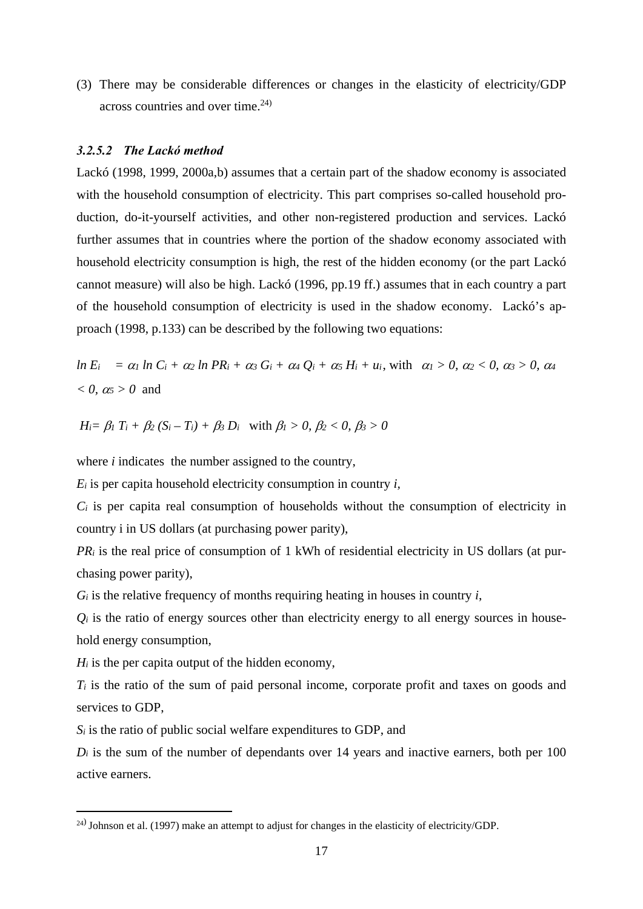(3) There may be considerable differences or changes in the elasticity of electricity/GDP across countries and over time.[24)]

#### *3.2.5.2 The Lackó method*

Lackó (1998, 1999, 2000a,b) assumes that a certain part of the shadow economy is associated with the household consumption of electricity. This part comprises so-called household production, do-it-yourself activities, and other non-registered production and services. Lackó further assumes that in countries where the portion of the shadow economy associated with household electricity consumption is high, the rest of the hidden economy (or the part Lackó cannot measure) will also be high. Lackó (1996, pp.19 ff.) assumes that in each country a part of the household consumption of electricity is used in the shadow economy. Lackó's approach (1998, p.133) can be described by the following two equations:

$$\ln E_i \;\; = \alpha_1 \ln C_i + \alpha_2 \ln PR_i + \alpha_3 G_i + \alpha_4 Q_i + \alpha_5 H_i + u_i, \text{ with } \alpha_1 > 0, \alpha_2 < 0, \alpha_3 > 0, \alpha_4 < 0, \alpha_5 > 0 \text{ and}$$

$$H_i = \beta_1 T_i + \beta_2 (S_i - T_i) + \beta_3 D_i \quad \text{with } \beta_1 > 0, \beta_2 < 0, \beta_3 > 0$$

where *i* indicates the number assigned to the country,

$E_i$ is per capita household electricity consumption in country *i*,

$C_i$ is per capita real consumption of households without the consumption of electricity in country i in US dollars (at purchasing power parity),

$PR_i$ is the real price of consumption of 1 kWh of residential electricity in US dollars (at purchasing power parity),

$G_i$ is the relative frequency of months requiring heating in houses in country *i*,

$Q_i$ is the ratio of energy sources other than electricity energy to all energy sources in household energy consumption,

$H_i$ is the per capita output of the hidden economy,

$T_i$ is the ratio of the sum of paid personal income, corporate profit and taxes on goods and services to GDP,

$S_i$ is the ratio of public social welfare expenditures to GDP, and

$D_i$ is the sum of the number of dependants over 14 years and inactive earners, both per 100 active earners.

---

[24)] Johnson et al. (1997) make an attempt to adjust for changes in the elasticity of electricity/GDP.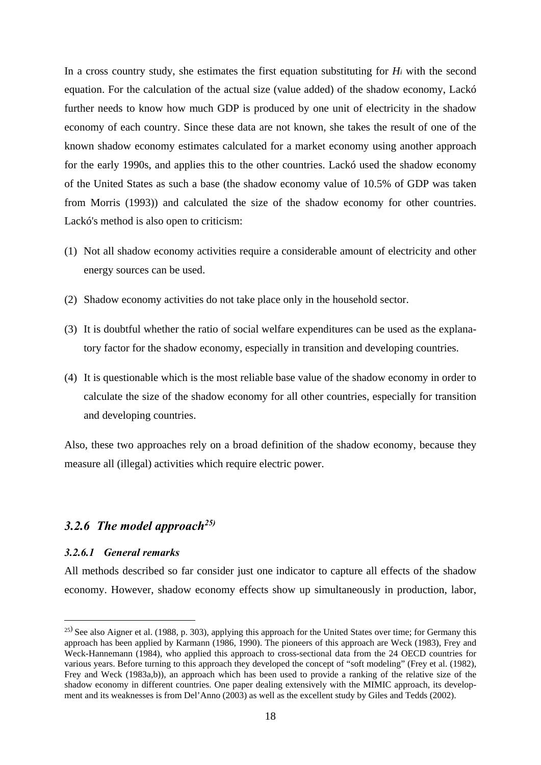In a cross country study, she estimates the first equation substituting for $H_i$ with the second equation. For the calculation of the actual size (value added) of the shadow economy, Lackó further needs to know how much GDP is produced by one unit of electricity in the shadow economy of each country. Since these data are not known, she takes the result of one of the known shadow economy estimates calculated for a market economy using another approach for the early 1990s, and applies this to the other countries. Lackó used the shadow economy of the United States as such a base (the shadow economy value of 10.5% of GDP was taken from Morris (1993)) and calculated the size of the shadow economy for other countries. Lackó's method is also open to criticism:

(1) Not all shadow economy activities require a considerable amount of electricity and other energy sources can be used.

(2) Shadow economy activities do not take place only in the household sector.

(3) It is doubtful whether the ratio of social welfare expenditures can be used as the explanatory factor for the shadow economy, especially in transition and developing countries.

(4) It is questionable which is the most reliable base value of the shadow economy in order to calculate the size of the shadow economy for all other countries, especially for transition and developing countries.

Also, these two approaches rely on a broad definition of the shadow economy, because they measure all (illegal) activities which require electric power.

### *3.2.6 The model approach*[25)]

#### *3.2.6.1 General remarks*

All methods described so far consider just one indicator to capture all effects of the shadow economy. However, shadow economy effects show up simultaneously in production, labor,

---

[25)] See also Aigner et al. (1988, p. 303), applying this approach for the United States over time; for Germany this approach has been applied by Karmann (1986, 1990). The pioneers of this approach are Weck (1983), Frey and Weck-Hannemann (1984), who applied this approach to cross-sectional data from the 24 OECD countries for various years. Before turning to this approach they developed the concept of "soft modeling" (Frey et al. (1982), Frey and Weck (1983a,b)), an approach which has been used to provide a ranking of the relative size of the shadow economy in different countries. One paper dealing extensively with the MIMIC approach, its development and its weaknesses is from Del'Anno (2003) as well as the excellent study by Giles and Tedds (2002).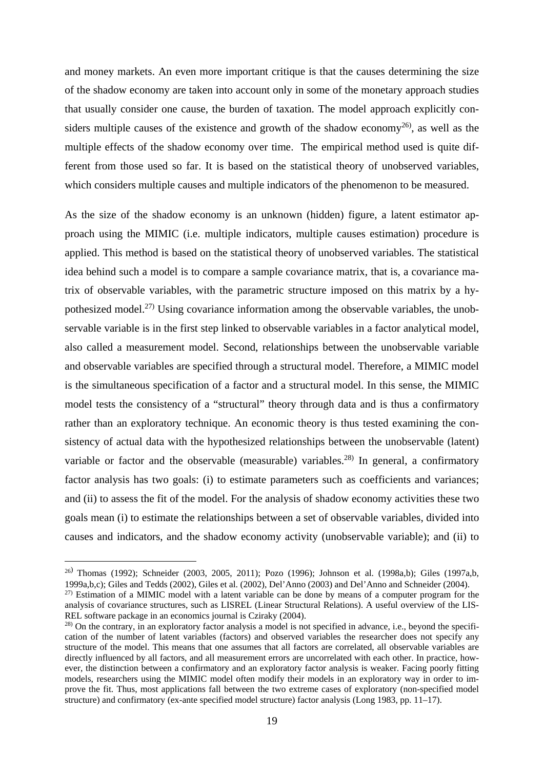and money markets. An even more important critique is that the causes determining the size of the shadow economy are taken into account only in some of the monetary approach studies that usually consider one cause, the burden of taxation. The model approach explicitly considers multiple causes of the existence and growth of the shadow economy[26], as well as the multiple effects of the shadow economy over time. The empirical method used is quite different from those used so far. It is based on the statistical theory of unobserved variables, which considers multiple causes and multiple indicators of the phenomenon to be measured.

As the size of the shadow economy is an unknown (hidden) figure, a latent estimator approach using the MIMIC (i.e. multiple indicators, multiple causes estimation) procedure is applied. This method is based on the statistical theory of unobserved variables. The statistical idea behind such a model is to compare a sample covariance matrix, that is, a covariance matrix of observable variables, with the parametric structure imposed on this matrix by a hypothesized model.[27] Using covariance information among the observable variables, the unobservable variable is in the first step linked to observable variables in a factor analytical model, also called a measurement model. Second, relationships between the unobservable variable and observable variables are specified through a structural model. Therefore, a MIMIC model is the simultaneous specification of a factor and a structural model. In this sense, the MIMIC model tests the consistency of a "structural" theory through data and is thus a confirmatory rather than an exploratory technique. An economic theory is thus tested examining the consistency of actual data with the hypothesized relationships between the unobservable (latent) variable or factor and the observable (measurable) variables.[28] In general, a confirmatory factor analysis has two goals: (i) to estimate parameters such as coefficients and variances; and (ii) to assess the fit of the model. For the analysis of shadow economy activities these two goals mean (i) to estimate the relationships between a set of observable variables, divided into causes and indicators, and the shadow economy activity (unobservable variable); and (ii) to

---

[26] Thomas (1992); Schneider (2003, 2005, 2011); Pozo (1996); Johnson et al. (1998a,b); Giles (1997a,b, 1999a,b,c); Giles and Tedds (2002), Giles et al. (2002), Del'Anno (2003) and Del'Anno and Schneider (2004).

[27] Estimation of a MIMIC model with a latent variable can be done by means of a computer program for the analysis of covariance structures, such as LISREL (Linear Structural Relations). A useful overview of the LISREL software package in an economics journal is Cziraky (2004).

[28] On the contrary, in an exploratory factor analysis a model is not specified in advance, i.e., beyond the specification of the number of latent variables (factors) and observed variables the researcher does not specify any structure of the model. This means that one assumes that all factors are correlated, all observable variables are directly influenced by all factors, and all measurement errors are uncorrelated with each other. In practice, however, the distinction between a confirmatory and an exploratory factor analysis is weaker. Facing poorly fitting models, researchers using the MIMIC model often modify their models in an exploratory way in order to improve the fit. Thus, most applications fall between the two extreme cases of exploratory (non-specified model structure) and confirmatory (ex-ante specified model structure) factor analysis (Long 1983, pp. 11–17).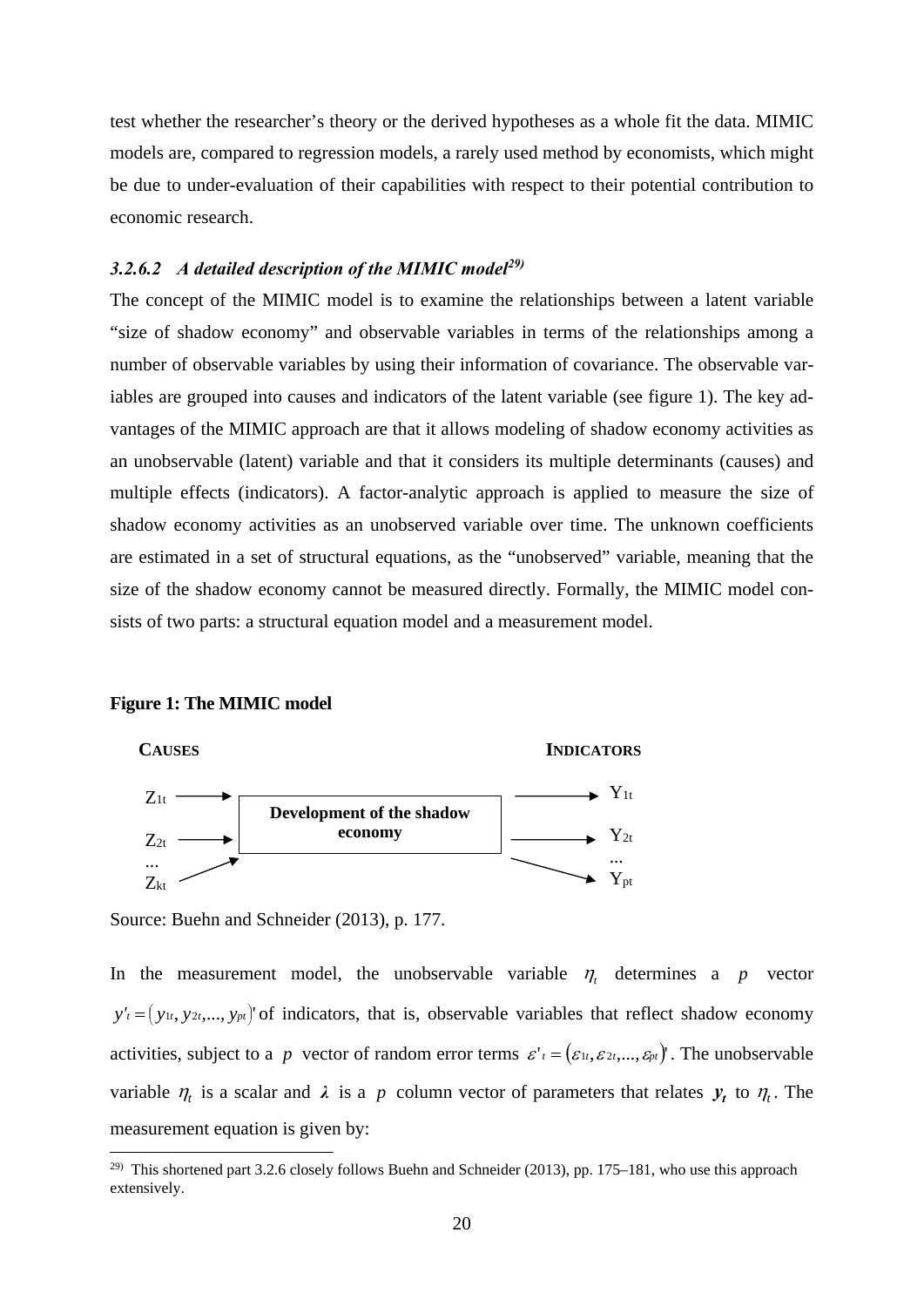test whether the researcher's theory or the derived hypotheses as a whole fit the data. MIMIC models are, compared to regression models, a rarely used method by economists, which might be due to under-evaluation of their capabilities with respect to their potential contribution to economic research.

#### *3.2.6.2 A detailed description of the MIMIC model*[29)]

The concept of the MIMIC model is to examine the relationships between a latent variable "size of shadow economy" and observable variables in terms of the relationships among a number of observable variables by using their information of covariance. The observable variables are grouped into causes and indicators of the latent variable (see figure 1). The key advantages of the MIMIC approach are that it allows modeling of shadow economy activities as an unobservable (latent) variable and that it considers its multiple determinants (causes) and multiple effects (indicators). A factor-analytic approach is applied to measure the size of shadow economy activities as an unobserved variable over time. The unknown coefficients are estimated in a set of structural equations, as the "unobserved" variable, meaning that the size of the shadow economy cannot be measured directly. Formally, the MIMIC model consists of two parts: a structural equation model and a measurement model.

**Figure 1: The MIMIC model**

CAUSES: $Z_{1t}$, $Z_{2t}$, ..., $Z_{kt}$ → **Development of the shadow economy** → INDICATORS: $Y_{1t}$, $Y_{2t}$, ..., $Y_{pt}$

Source: Buehn and Schneider (2013), p. 177.

In the measurement model, the unobservable variable $\eta_t$ determines a $p$ vector $y'_t = (y_{1t}, y_{2t},..., y_{pt})'$ of indicators, that is, observable variables that reflect shadow economy activities, subject to a $p$ vector of random error terms $\varepsilon'_t = (\varepsilon_{1t}, \varepsilon_{2t},..., \varepsilon_{pt})'$. The unobservable variable $\eta_t$ is a scalar and $\boldsymbol{\lambda}$ is a $p$ column vector of parameters that relates $\boldsymbol{y_t}$ to $\eta_t$. The measurement equation is given by:

---

29) This shortened part 3.2.6 closely follows Buehn and Schneider (2013), pp. 175–181, who use this approach extensively.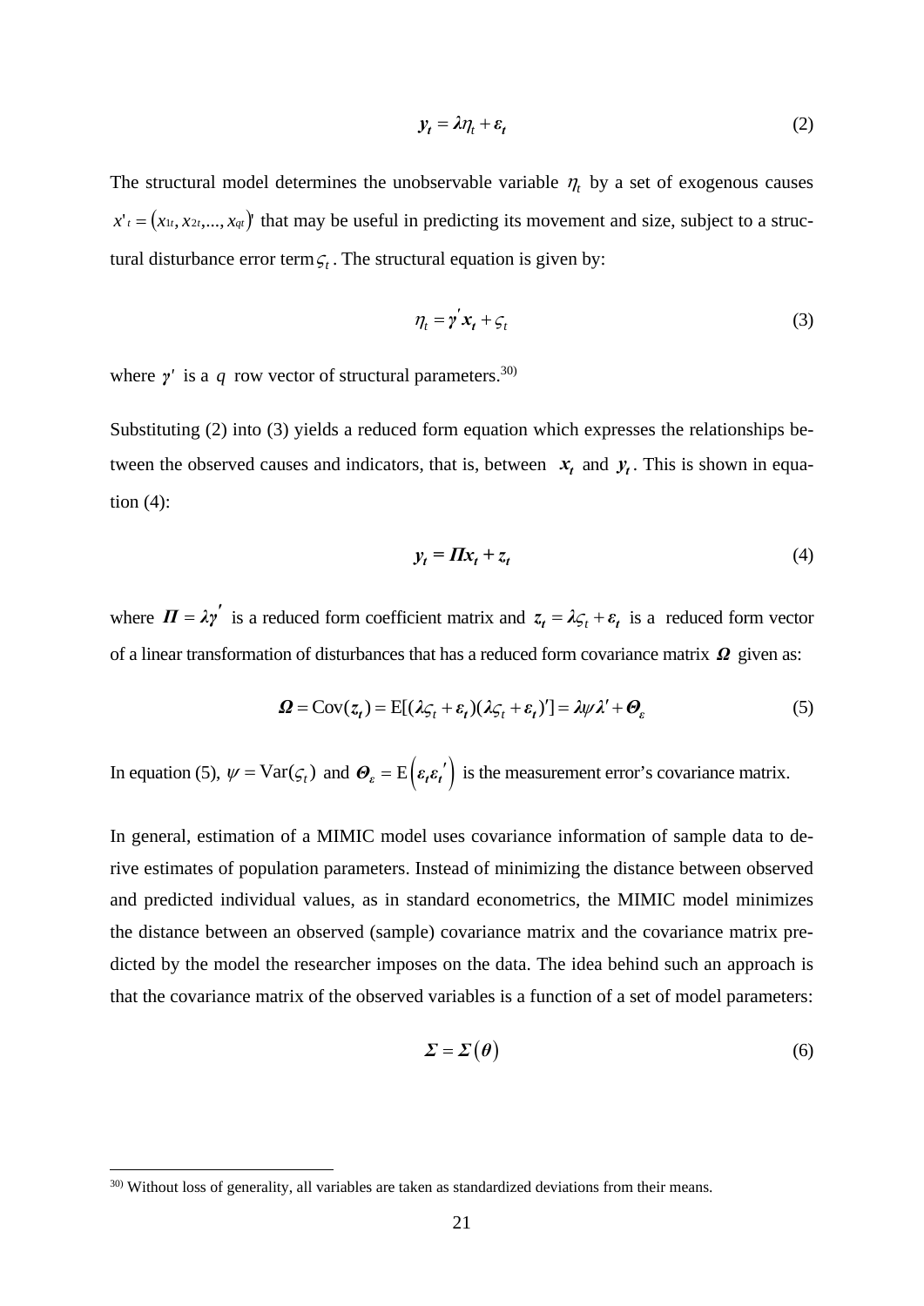$$\boldsymbol{y_t} = \boldsymbol{\lambda}\eta_t + \boldsymbol{\varepsilon_t} \tag{2}$$

The structural model determines the unobservable variable $\eta_t$ by a set of exogenous causes $x'_t = (x_{1t}, x_{2t}, ..., x_{qt})'$ that may be useful in predicting its movement and size, subject to a structural disturbance error term $\varsigma_t$. The structural equation is given by:

$$\eta_t = \boldsymbol{\gamma}' \boldsymbol{x_t} + \varsigma_t \tag{3}$$

where $\boldsymbol{\gamma}'$ is a $q$ row vector of structural parameters.[30)]

Substituting (2) into (3) yields a reduced form equation which expresses the relationships between the observed causes and indicators, that is, between $\boldsymbol{x_t}$ and $\boldsymbol{y_t}$. This is shown in equation (4):

$$\boldsymbol{y_t} = \boldsymbol{\Pi x_t} + \boldsymbol{z_t} \tag{4}$$

where $\boldsymbol{\Pi} = \boldsymbol{\lambda\gamma}'$ is a reduced form coefficient matrix and $\boldsymbol{z_t} = \boldsymbol{\lambda}\varsigma_t + \boldsymbol{\varepsilon_t}$ is a reduced form vector of a linear transformation of disturbances that has a reduced form covariance matrix $\boldsymbol{\Omega}$ given as:

$$\boldsymbol{\Omega} = \mathrm{Cov}(\boldsymbol{z_t}) = \mathrm{E}[(\boldsymbol{\lambda}\varsigma_t + \boldsymbol{\varepsilon_t})(\boldsymbol{\lambda}\varsigma_t + \boldsymbol{\varepsilon_t})'] = \boldsymbol{\lambda}\psi\boldsymbol{\lambda}' + \boldsymbol{\Theta}_\varepsilon \tag{5}$$

In equation (5), $\psi = \mathrm{Var}(\varsigma_t)$ and $\boldsymbol{\Theta}_\varepsilon = \mathrm{E}\left(\boldsymbol{\varepsilon_t}\boldsymbol{\varepsilon_t}'\right)$ is the measurement error's covariance matrix.

In general, estimation of a MIMIC model uses covariance information of sample data to derive estimates of population parameters. Instead of minimizing the distance between observed and predicted individual values, as in standard econometrics, the MIMIC model minimizes the distance between an observed (sample) covariance matrix and the covariance matrix predicted by the model the researcher imposes on the data. The idea behind such an approach is that the covariance matrix of the observed variables is a function of a set of model parameters:

$$\boldsymbol{\Sigma} = \boldsymbol{\Sigma}(\boldsymbol{\theta}) \tag{6}$$

[30)] Without loss of generality, all variables are taken as standardized deviations from their means.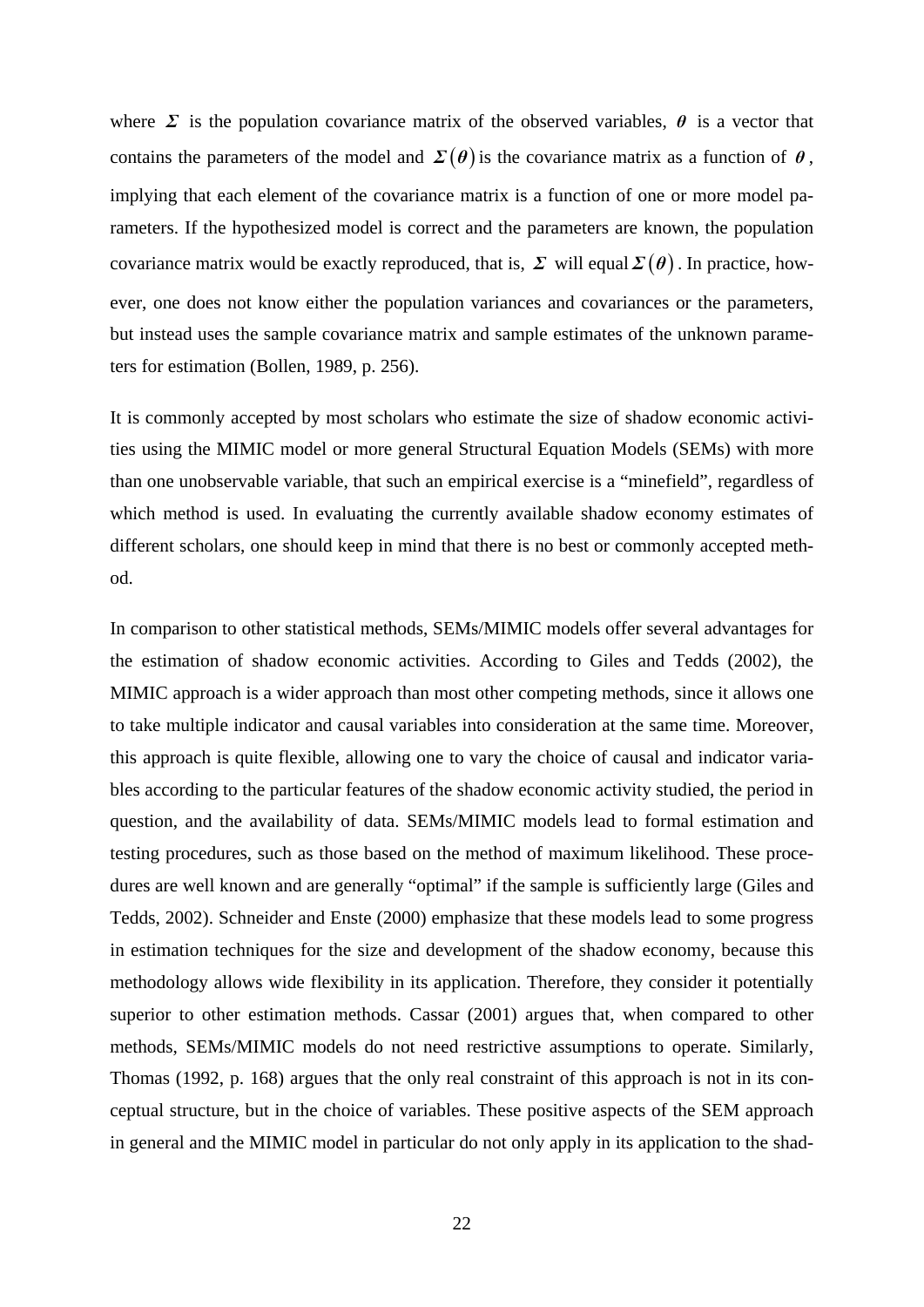where $\boldsymbol{\Sigma}$ is the population covariance matrix of the observed variables, $\boldsymbol{\theta}$ is a vector that contains the parameters of the model and $\boldsymbol{\Sigma}(\boldsymbol{\theta})$ is the covariance matrix as a function of $\boldsymbol{\theta}$, implying that each element of the covariance matrix is a function of one or more model parameters. If the hypothesized model is correct and the parameters are known, the population covariance matrix would be exactly reproduced, that is, $\boldsymbol{\Sigma}$ will equal $\boldsymbol{\Sigma}(\boldsymbol{\theta})$. In practice, however, one does not know either the population variances and covariances or the parameters, but instead uses the sample covariance matrix and sample estimates of the unknown parameters for estimation (Bollen, 1989, p. 256).

It is commonly accepted by most scholars who estimate the size of shadow economic activities using the MIMIC model or more general Structural Equation Models (SEMs) with more than one unobservable variable, that such an empirical exercise is a "minefield", regardless of which method is used. In evaluating the currently available shadow economy estimates of different scholars, one should keep in mind that there is no best or commonly accepted method.

In comparison to other statistical methods, SEMs/MIMIC models offer several advantages for the estimation of shadow economic activities. According to Giles and Tedds (2002), the MIMIC approach is a wider approach than most other competing methods, since it allows one to take multiple indicator and causal variables into consideration at the same time. Moreover, this approach is quite flexible, allowing one to vary the choice of causal and indicator variables according to the particular features of the shadow economic activity studied, the period in question, and the availability of data. SEMs/MIMIC models lead to formal estimation and testing procedures, such as those based on the method of maximum likelihood. These procedures are well known and are generally "optimal" if the sample is sufficiently large (Giles and Tedds, 2002). Schneider and Enste (2000) emphasize that these models lead to some progress in estimation techniques for the size and development of the shadow economy, because this methodology allows wide flexibility in its application. Therefore, they consider it potentially superior to other estimation methods. Cassar (2001) argues that, when compared to other methods, SEMs/MIMIC models do not need restrictive assumptions to operate. Similarly, Thomas (1992, p. 168) argues that the only real constraint of this approach is not in its conceptual structure, but in the choice of variables. These positive aspects of the SEM approach in general and the MIMIC model in particular do not only apply in its application to the shad-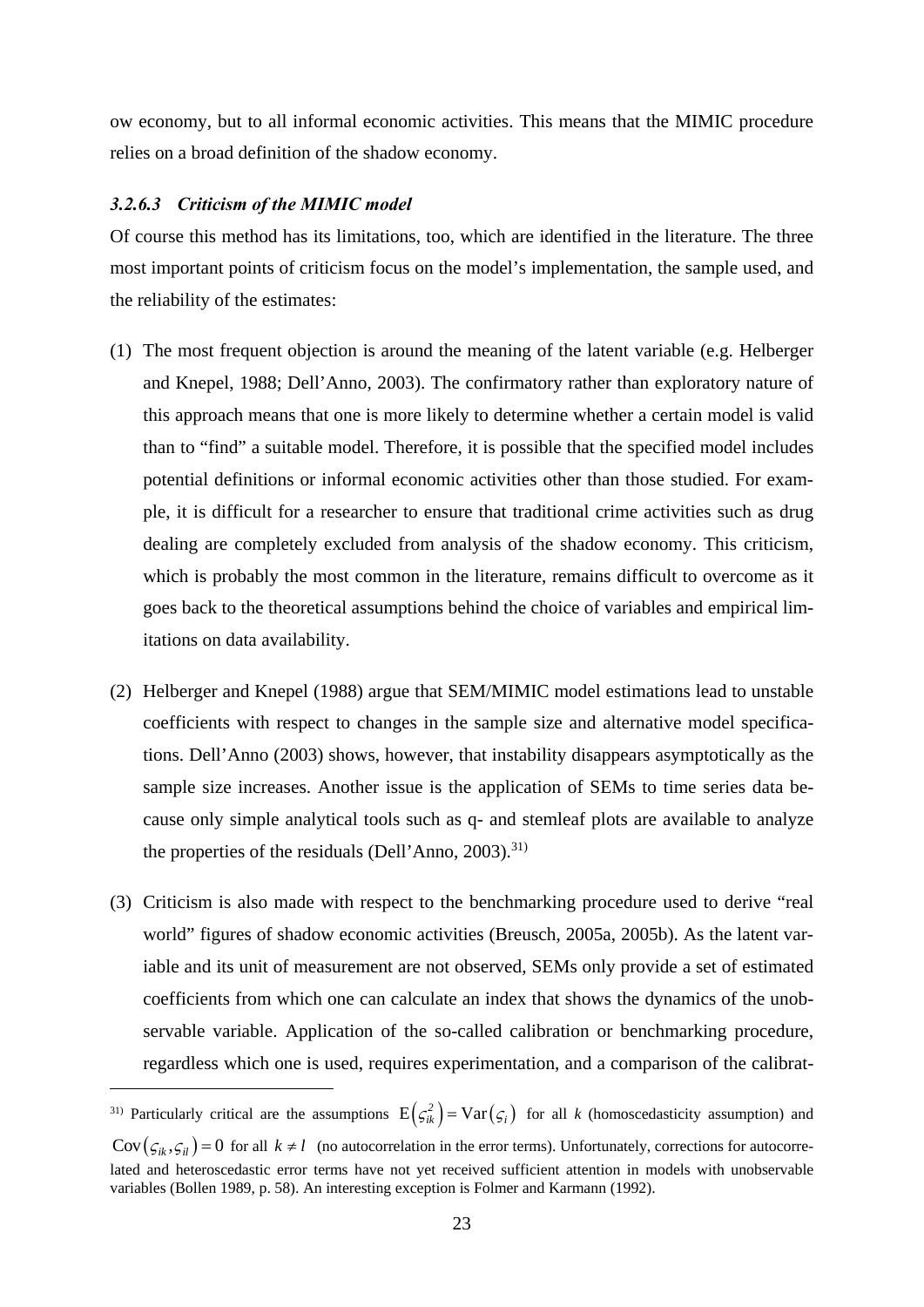ow economy, but to all informal economic activities. This means that the MIMIC procedure relies on a broad definition of the shadow economy.

#### *3.2.6.3 Criticism of the MIMIC model*

Of course this method has its limitations, too, which are identified in the literature. The three most important points of criticism focus on the model's implementation, the sample used, and the reliability of the estimates:

(1) The most frequent objection is around the meaning of the latent variable (e.g. Helberger and Knepel, 1988; Dell'Anno, 2003). The confirmatory rather than exploratory nature of this approach means that one is more likely to determine whether a certain model is valid than to "find" a suitable model. Therefore, it is possible that the specified model includes potential definitions or informal economic activities other than those studied. For example, it is difficult for a researcher to ensure that traditional crime activities such as drug dealing are completely excluded from analysis of the shadow economy. This criticism, which is probably the most common in the literature, remains difficult to overcome as it goes back to the theoretical assumptions behind the choice of variables and empirical limitations on data availability.

(2) Helberger and Knepel (1988) argue that SEM/MIMIC model estimations lead to unstable coefficients with respect to changes in the sample size and alternative model specifications. Dell'Anno (2003) shows, however, that instability disappears asymptotically as the sample size increases. Another issue is the application of SEMs to time series data because only simple analytical tools such as q- and stemleaf plots are available to analyze the properties of the residuals (Dell'Anno, 2003).[31)]

(3) Criticism is also made with respect to the benchmarking procedure used to derive "real world" figures of shadow economic activities (Breusch, 2005a, 2005b). As the latent variable and its unit of measurement are not observed, SEMs only provide a set of estimated coefficients from which one can calculate an index that shows the dynamics of the unobservable variable. Application of the so-called calibration or benchmarking procedure, regardless which one is used, requires experimentation, and a comparison of the calibrat-

---

[31)] Particularly critical are the assumptions $\mathrm{E}\left(\varsigma_{ik}^{2}\right) = \mathrm{Var}\left(\varsigma_{i}\right)$ for all $k$ (homoscedasticity assumption) and $\mathrm{Cov}\left(\varsigma_{ik}, \varsigma_{il}\right) = 0$ for all $k \neq l$ (no autocorrelation in the error terms). Unfortunately, corrections for autocorrelated and heteroscedastic error terms have not yet received sufficient attention in models with unobservable variables (Bollen 1989, p. 58). An interesting exception is Folmer and Karmann (1992).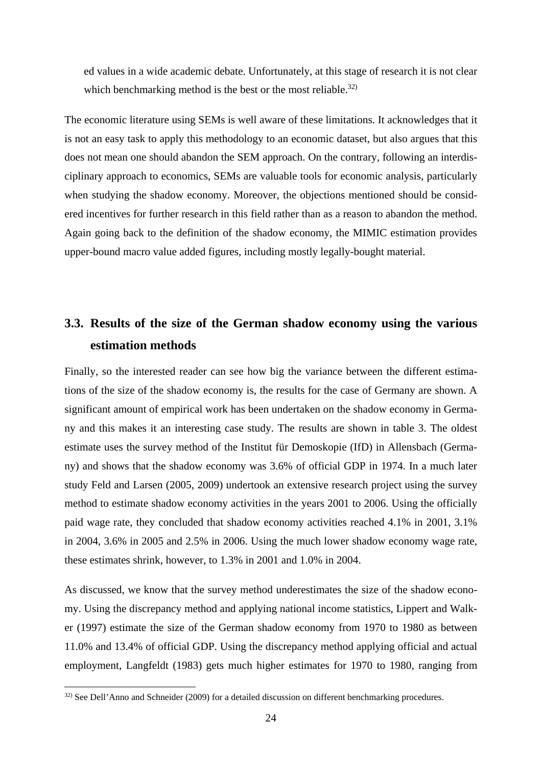ed values in a wide academic debate. Unfortunately, at this stage of research it is not clear which benchmarking method is the best or the most reliable.[32)]

The economic literature using SEMs is well aware of these limitations. It acknowledges that it is not an easy task to apply this methodology to an economic dataset, but also argues that this does not mean one should abandon the SEM approach. On the contrary, following an interdisciplinary approach to economics, SEMs are valuable tools for economic analysis, particularly when studying the shadow economy. Moreover, the objections mentioned should be considered incentives for further research in this field rather than as a reason to abandon the method. Again going back to the definition of the shadow economy, the MIMIC estimation provides upper-bound macro value added figures, including mostly legally-bought material.

## 3.3. Results of the size of the German shadow economy using the various estimation methods

Finally, so the interested reader can see how big the variance between the different estimations of the size of the shadow economy is, the results for the case of Germany are shown. A significant amount of empirical work has been undertaken on the shadow economy in Germany and this makes it an interesting case study. The results are shown in table 3. The oldest estimate uses the survey method of the Institut für Demoskopie (IfD) in Allensbach (Germany) and shows that the shadow economy was 3.6% of official GDP in 1974. In a much later study Feld and Larsen (2005, 2009) undertook an extensive research project using the survey method to estimate shadow economy activities in the years 2001 to 2006. Using the officially paid wage rate, they concluded that shadow economy activities reached 4.1% in 2001, 3.1% in 2004, 3.6% in 2005 and 2.5% in 2006. Using the much lower shadow economy wage rate, these estimates shrink, however, to 1.3% in 2001 and 1.0% in 2004.

As discussed, we know that the survey method underestimates the size of the shadow economy. Using the discrepancy method and applying national income statistics, Lippert and Walker (1997) estimate the size of the German shadow economy from 1970 to 1980 as between 11.0% and 13.4% of official GDP. Using the discrepancy method applying official and actual employment, Langfeldt (1983) gets much higher estimates for 1970 to 1980, ranging from

---

[32)] See Dell'Anno and Schneider (2009) for a detailed discussion on different benchmarking procedures.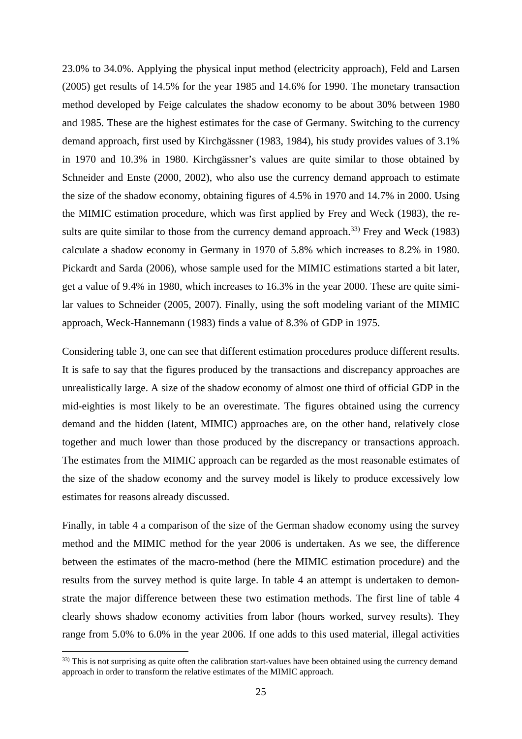23.0% to 34.0%. Applying the physical input method (electricity approach), Feld and Larsen (2005) get results of 14.5% for the year 1985 and 14.6% for 1990. The monetary transaction method developed by Feige calculates the shadow economy to be about 30% between 1980 and 1985. These are the highest estimates for the case of Germany. Switching to the currency demand approach, first used by Kirchgässner (1983, 1984), his study provides values of 3.1% in 1970 and 10.3% in 1980. Kirchgässner's values are quite similar to those obtained by Schneider and Enste (2000, 2002), who also use the currency demand approach to estimate the size of the shadow economy, obtaining figures of 4.5% in 1970 and 14.7% in 2000. Using the MIMIC estimation procedure, which was first applied by Frey and Weck (1983), the results are quite similar to those from the currency demand approach.[33] Frey and Weck (1983) calculate a shadow economy in Germany in 1970 of 5.8% which increases to 8.2% in 1980. Pickardt and Sarda (2006), whose sample used for the MIMIC estimations started a bit later, get a value of 9.4% in 1980, which increases to 16.3% in the year 2000. These are quite similar values to Schneider (2005, 2007). Finally, using the soft modeling variant of the MIMIC approach, Weck-Hannemann (1983) finds a value of 8.3% of GDP in 1975.

Considering table 3, one can see that different estimation procedures produce different results. It is safe to say that the figures produced by the transactions and discrepancy approaches are unrealistically large. A size of the shadow economy of almost one third of official GDP in the mid-eighties is most likely to be an overestimate. The figures obtained using the currency demand and the hidden (latent, MIMIC) approaches are, on the other hand, relatively close together and much lower than those produced by the discrepancy or transactions approach. The estimates from the MIMIC approach can be regarded as the most reasonable estimates of the size of the shadow economy and the survey model is likely to produce excessively low estimates for reasons already discussed.

Finally, in table 4 a comparison of the size of the German shadow economy using the survey method and the MIMIC method for the year 2006 is undertaken. As we see, the difference between the estimates of the macro-method (here the MIMIC estimation procedure) and the results from the survey method is quite large. In table 4 an attempt is undertaken to demonstrate the major difference between these two estimation methods. The first line of table 4 clearly shows shadow economy activities from labor (hours worked, survey results). They range from 5.0% to 6.0% in the year 2006. If one adds to this used material, illegal activities

[33] This is not surprising as quite often the calibration start-values have been obtained using the currency demand approach in order to transform the relative estimates of the MIMIC approach.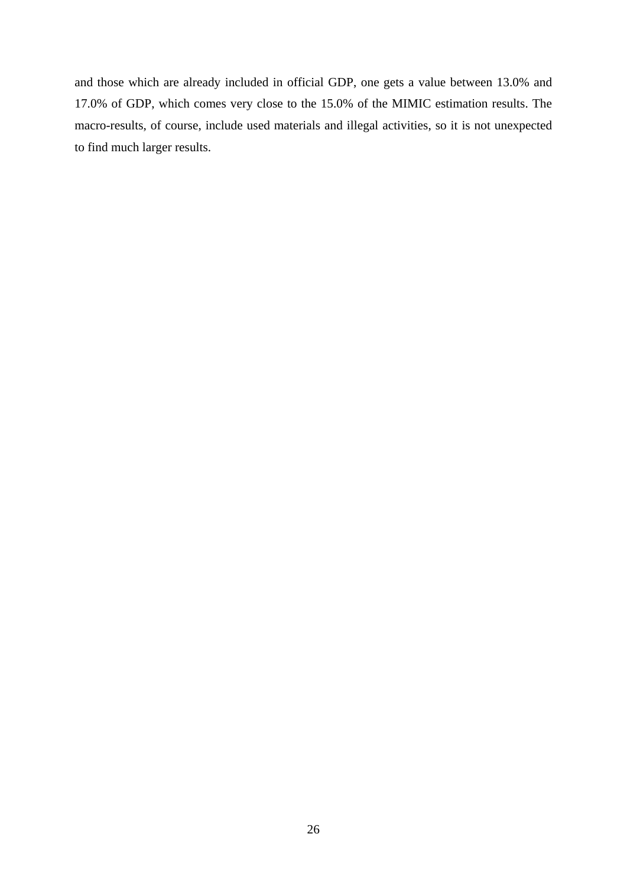and those which are already included in official GDP, one gets a value between 13.0% and 17.0% of GDP, which comes very close to the 15.0% of the MIMIC estimation results. The macro-results, of course, include used materials and illegal activities, so it is not unexpected to find much larger results.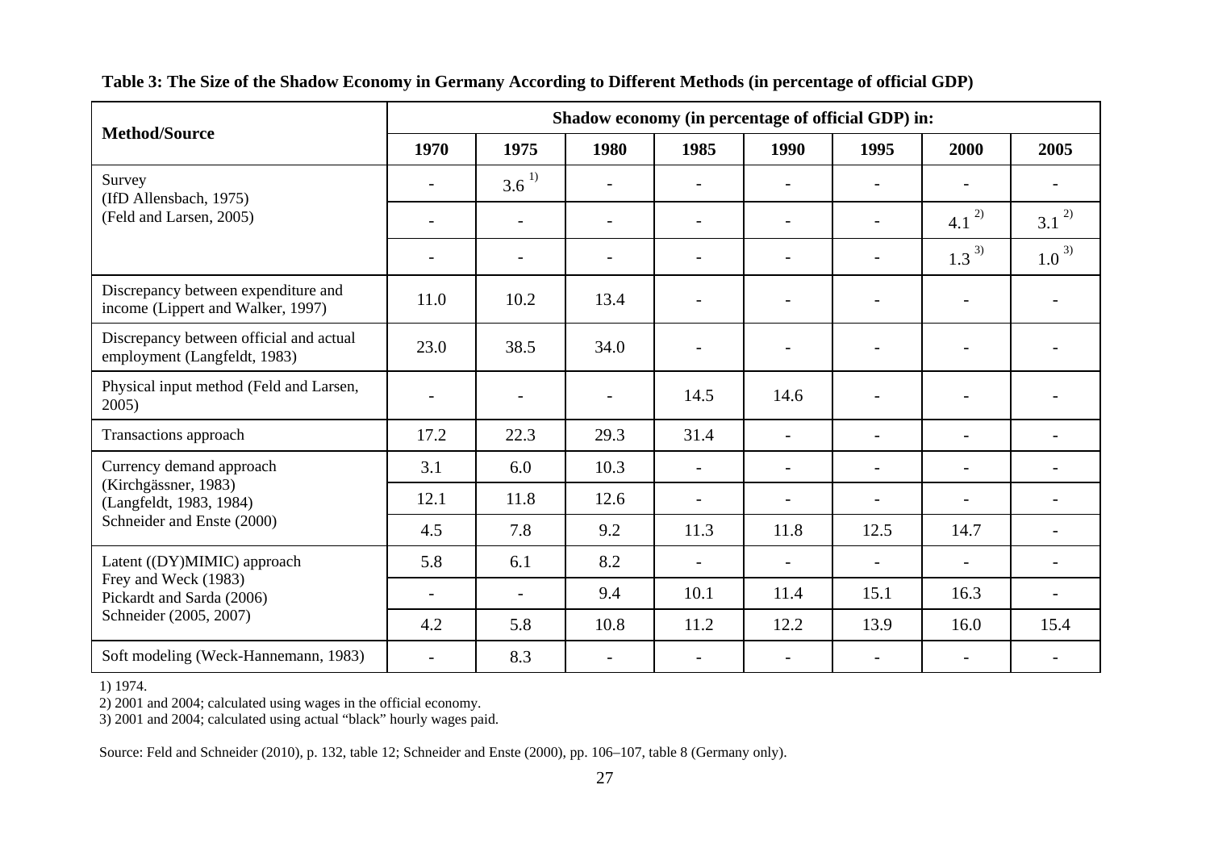**Table 3: The Size of the Shadow Economy in Germany According to Different Methods (in percentage of official GDP)**

| Method/Source | Shadow economy (in percentage of official GDP) in: | | | | | | | |
|---|---|---|---|---|---|---|---|---|
| | 1970 | 1975 | 1980 | 1985 | 1990 | 1995 | 2000 | 2005 |
| Survey (IfD Allensbach, 1975) (Feld and Larsen, 2005) | - | 3.6 [1)] | - | - | - | - | - | - |
| | - | - | - | - | - | - | 4.1 [2)] | 3.1 [2)] |
| | - | - | - | - | - | - | 1.3 [3)] | 1.0 [3)] |
| Discrepancy between expenditure and income (Lippert and Walker, 1997) | 11.0 | 10.2 | 13.4 | - | - | - | - | - |
| Discrepancy between official and actual employment (Langfeldt, 1983) | 23.0 | 38.5 | 34.0 | - | - | - | - | - |
| Physical input method (Feld and Larsen, 2005) | - | - | - | 14.5 | 14.6 | - | - | - |
| Transactions approach | 17.2 | 22.3 | 29.3 | 31.4 | - | - | - | - |
| Currency demand approach (Kirchgässner, 1983) (Langfeldt, 1983, 1984) Schneider and Enste (2000) | 3.1 | 6.0 | 10.3 | - | - | - | - | - |
| | 12.1 | 11.8 | 12.6 | - | - | - | - | - |
| | 4.5 | 7.8 | 9.2 | 11.3 | 11.8 | 12.5 | 14.7 | - |
| Latent ((DY)MIMIC) approach Frey and Weck (1983) Pickardt and Sarda (2006) Schneider (2005, 2007) | 5.8 | 6.1 | 8.2 | - | - | - | - | - |
| | - | - | 9.4 | 10.1 | 11.4 | 15.1 | 16.3 | - |
| | 4.2 | 5.8 | 10.8 | 11.2 | 12.2 | 13.9 | 16.0 | 15.4 |
| Soft modeling (Weck-Hannemann, 1983) | - | 8.3 | - | - | - | - | - | - |

1) 1974.
2) 2001 and 2004; calculated using wages in the official economy.
3) 2001 and 2004; calculated using actual "black" hourly wages paid.

Source: Feld and Schneider (2010), p. 132, table 12; Schneider and Enste (2000), pp. 106–107, table 8 (Germany only).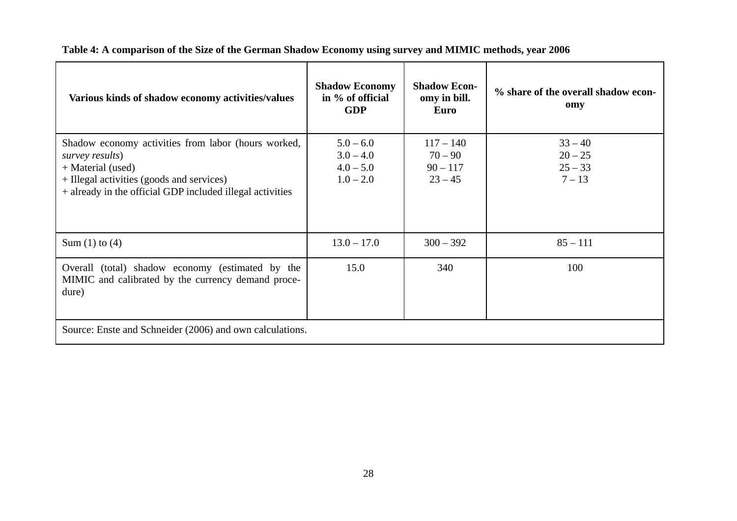**Table 4: A comparison of the Size of the German Shadow Economy using survey and MIMIC methods, year 2006**

| Various kinds of shadow economy activities/values | Shadow Economy in % of official GDP | Shadow Economy in bill. Euro | % share of the overall shadow economy |
|---|---|---|---|
| Shadow economy activities from labor (hours worked, *survey results*) | 5.0 – 6.0 | 117 – 140 | 33 – 40 |
| + Material (used) | 3.0 – 4.0 | 70 – 90 | 20 – 25 |
| + Illegal activities (goods and services) | 4.0 – 5.0 | 90 – 117 | 25 – 33 |
| + already in the official GDP included illegal activities | 1.0 – 2.0 | 23 – 45 | 7 – 13 |
| Sum (1) to (4) | 13.0 – 17.0 | 300 – 392 | 85 – 111 |
| Overall (total) shadow economy (estimated by the MIMIC and calibrated by the currency demand procedure) | 15.0 | 340 | 100 |

Source: Enste and Schneider (2006) and own calculations.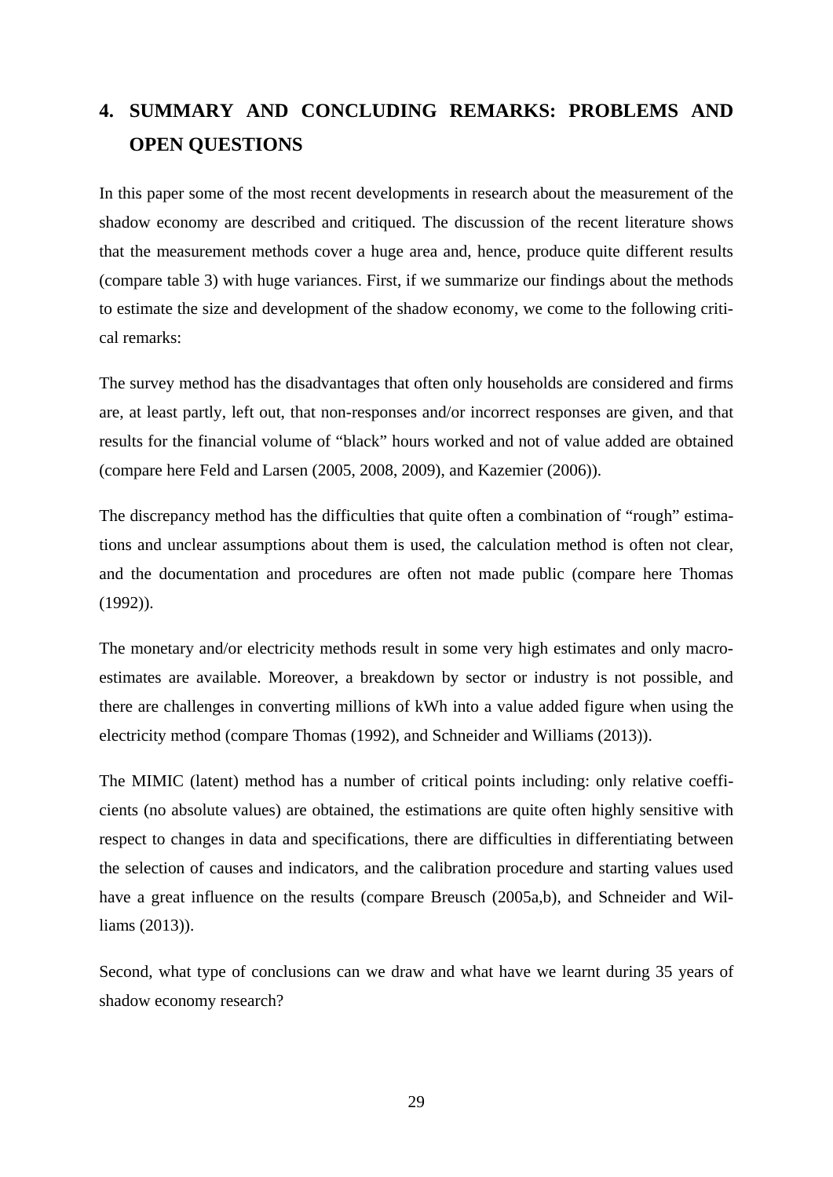# 4. SUMMARY AND CONCLUDING REMARKS: PROBLEMS AND OPEN QUESTIONS

In this paper some of the most recent developments in research about the measurement of the shadow economy are described and critiqued. The discussion of the recent literature shows that the measurement methods cover a huge area and, hence, produce quite different results (compare table 3) with huge variances. First, if we summarize our findings about the methods to estimate the size and development of the shadow economy, we come to the following critical remarks:

The survey method has the disadvantages that often only households are considered and firms are, at least partly, left out, that non-responses and/or incorrect responses are given, and that results for the financial volume of "black" hours worked and not of value added are obtained (compare here Feld and Larsen (2005, 2008, 2009), and Kazemier (2006)).

The discrepancy method has the difficulties that quite often a combination of "rough" estimations and unclear assumptions about them is used, the calculation method is often not clear, and the documentation and procedures are often not made public (compare here Thomas (1992)).

The monetary and/or electricity methods result in some very high estimates and only macro-estimates are available. Moreover, a breakdown by sector or industry is not possible, and there are challenges in converting millions of kWh into a value added figure when using the electricity method (compare Thomas (1992), and Schneider and Williams (2013)).

The MIMIC (latent) method has a number of critical points including: only relative coefficients (no absolute values) are obtained, the estimations are quite often highly sensitive with respect to changes in data and specifications, there are difficulties in differentiating between the selection of causes and indicators, and the calibration procedure and starting values used have a great influence on the results (compare Breusch (2005a,b), and Schneider and Williams (2013)).

Second, what type of conclusions can we draw and what have we learnt during 35 years of shadow economy research?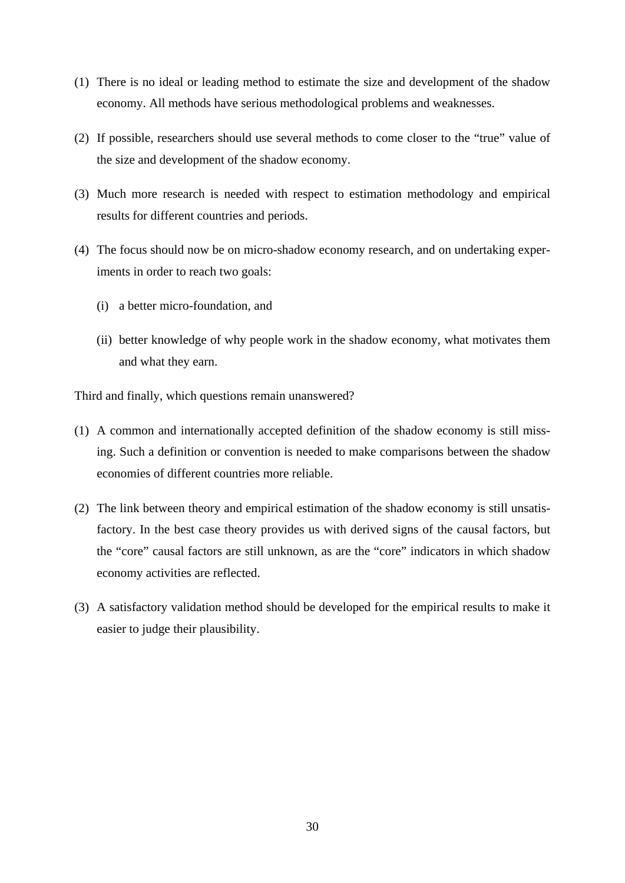(1) There is no ideal or leading method to estimate the size and development of the shadow economy. All methods have serious methodological problems and weaknesses.

(2) If possible, researchers should use several methods to come closer to the "true" value of the size and development of the shadow economy.

(3) Much more research is needed with respect to estimation methodology and empirical results for different countries and periods.

(4) The focus should now be on micro-shadow economy research, and on undertaking experiments in order to reach two goals:

   (i) a better micro-foundation, and

   (ii) better knowledge of why people work in the shadow economy, what motivates them and what they earn.

Third and finally, which questions remain unanswered?

(1) A common and internationally accepted definition of the shadow economy is still missing. Such a definition or convention is needed to make comparisons between the shadow economies of different countries more reliable.

(2) The link between theory and empirical estimation of the shadow economy is still unsatisfactory. In the best case theory provides us with derived signs of the causal factors, but the "core" causal factors are still unknown, as are the "core" indicators in which shadow economy activities are reflected.

(3) A satisfactory validation method should be developed for the empirical results to make it easier to judge their plausibility.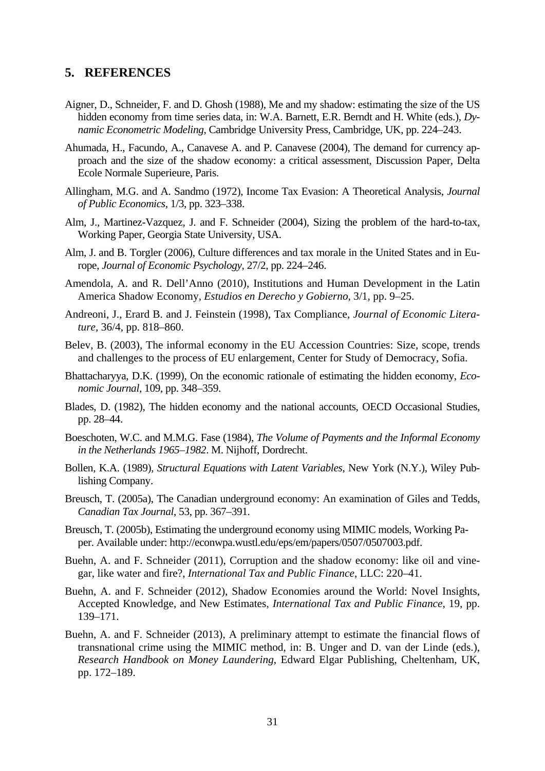## 5. REFERENCES

Aigner, D., Schneider, F. and D. Ghosh (1988), Me and my shadow: estimating the size of the US hidden economy from time series data, in: W.A. Barnett, E.R. Berndt and H. White (eds.), *Dynamic Econometric Modeling*, Cambridge University Press, Cambridge, UK, pp. 224–243.

Ahumada, H., Facundo, A., Canavese A. and P. Canavese (2004), The demand for currency approach and the size of the shadow economy: a critical assessment, Discussion Paper, Delta Ecole Normale Superieure, Paris.

Allingham, M.G. and A. Sandmo (1972), Income Tax Evasion: A Theoretical Analysis, *Journal of Public Economics*, 1/3, pp. 323–338.

Alm, J., Martinez-Vazquez, J. and F. Schneider (2004), Sizing the problem of the hard-to-tax, Working Paper, Georgia State University, USA.

Alm, J. and B. Torgler (2006), Culture differences and tax morale in the United States and in Europe, *Journal of Economic Psychology*, 27/2, pp. 224–246.

Amendola, A. and R. Dell'Anno (2010), Institutions and Human Development in the Latin America Shadow Economy, *Estudios en Derecho y Gobierno*, 3/1, pp. 9–25.

Andreoni, J., Erard B. and J. Feinstein (1998), Tax Compliance, *Journal of Economic Literature*, 36/4, pp. 818–860.

Belev, B. (2003), The informal economy in the EU Accession Countries: Size, scope, trends and challenges to the process of EU enlargement, Center for Study of Democracy, Sofia.

Bhattacharyya, D.K. (1999), On the economic rationale of estimating the hidden economy, *Economic Journal*, 109, pp. 348–359.

Blades, D. (1982), The hidden economy and the national accounts, OECD Occasional Studies, pp. 28–44.

Boeschoten, W.C. and M.M.G. Fase (1984), *The Volume of Payments and the Informal Economy in the Netherlands 1965–1982*. M. Nijhoff, Dordrecht.

Bollen, K.A. (1989), *Structural Equations with Latent Variables*, New York (N.Y.), Wiley Publishing Company.

Breusch, T. (2005a), The Canadian underground economy: An examination of Giles and Tedds, *Canadian Tax Journal*, 53, pp. 367–391.

Breusch, T. (2005b), Estimating the underground economy using MIMIC models, Working Paper. Available under: http://econwpa.wustl.edu/eps/em/papers/0507/0507003.pdf.

Buehn, A. and F. Schneider (2011), Corruption and the shadow economy: like oil and vinegar, like water and fire?, *International Tax and Public Finance*, LLC: 220–41.

Buehn, A. and F. Schneider (2012), Shadow Economies around the World: Novel Insights, Accepted Knowledge, and New Estimates, *International Tax and Public Finance*, 19, pp. 139–171.

Buehn, A. and F. Schneider (2013), A preliminary attempt to estimate the financial flows of transnational crime using the MIMIC method, in: B. Unger and D. van der Linde (eds.), *Research Handbook on Money Laundering*, Edward Elgar Publishing, Cheltenham, UK, pp. 172–189.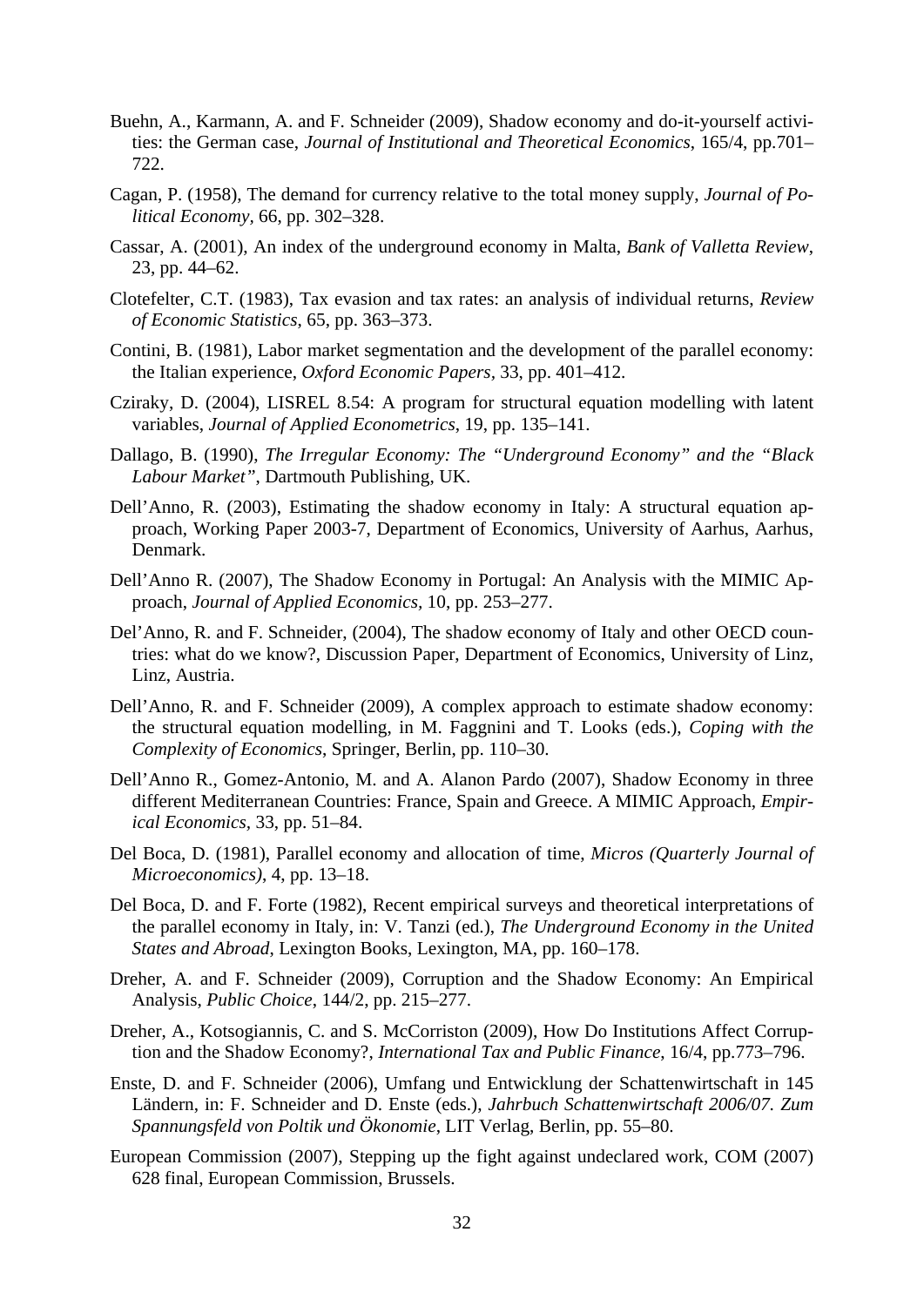Buehn, A., Karmann, A. and F. Schneider (2009), Shadow economy and do-it-yourself activities: the German case, *Journal of Institutional and Theoretical Economics*, 165/4, pp.701–722.

Cagan, P. (1958), The demand for currency relative to the total money supply, *Journal of Political Economy*, 66, pp. 302–328.

Cassar, A. (2001), An index of the underground economy in Malta, *Bank of Valletta Review*, 23, pp. 44–62.

Clotefelter, C.T. (1983), Tax evasion and tax rates: an analysis of individual returns, *Review of Economic Statistics*, 65, pp. 363–373.

Contini, B. (1981), Labor market segmentation and the development of the parallel economy: the Italian experience, *Oxford Economic Papers*, 33, pp. 401–412.

Cziraky, D. (2004), LISREL 8.54: A program for structural equation modelling with latent variables, *Journal of Applied Econometrics*, 19, pp. 135–141.

Dallago, B. (1990), *The Irregular Economy: The "Underground Economy" and the "Black Labour Market"*, Dartmouth Publishing, UK.

Dell'Anno, R. (2003), Estimating the shadow economy in Italy: A structural equation approach, Working Paper 2003-7, Department of Economics, University of Aarhus, Aarhus, Denmark.

Dell'Anno R. (2007), The Shadow Economy in Portugal: An Analysis with the MIMIC Approach, *Journal of Applied Economics*, 10, pp. 253–277.

Del'Anno, R. and F. Schneider, (2004), The shadow economy of Italy and other OECD countries: what do we know?, Discussion Paper, Department of Economics, University of Linz, Linz, Austria.

Dell'Anno, R. and F. Schneider (2009), A complex approach to estimate shadow economy: the structural equation modelling, in M. Faggnini and T. Looks (eds.), *Coping with the Complexity of Economics*, Springer, Berlin, pp. 110–30.

Dell'Anno R., Gomez-Antonio, M. and A. Alanon Pardo (2007), Shadow Economy in three different Mediterranean Countries: France, Spain and Greece. A MIMIC Approach, *Empirical Economics*, 33, pp. 51–84.

Del Boca, D. (1981), Parallel economy and allocation of time, *Micros (Quarterly Journal of Microeconomics)*, 4, pp. 13–18.

Del Boca, D. and F. Forte (1982), Recent empirical surveys and theoretical interpretations of the parallel economy in Italy, in: V. Tanzi (ed.), *The Underground Economy in the United States and Abroad*, Lexington Books, Lexington, MA, pp. 160–178.

Dreher, A. and F. Schneider (2009), Corruption and the Shadow Economy: An Empirical Analysis, *Public Choice*, 144/2, pp. 215–277.

Dreher, A., Kotsogiannis, C. and S. McCorriston (2009), How Do Institutions Affect Corruption and the Shadow Economy?, *International Tax and Public Finance*, 16/4, pp.773–796.

Enste, D. and F. Schneider (2006), Umfang und Entwicklung der Schattenwirtschaft in 145 Ländern, in: F. Schneider and D. Enste (eds.), *Jahrbuch Schattenwirtschaft 2006/07. Zum Spannungsfeld von Poltik und Ökonomie*, LIT Verlag, Berlin, pp. 55–80.

European Commission (2007), Stepping up the fight against undeclared work, COM (2007) 628 final, European Commission, Brussels.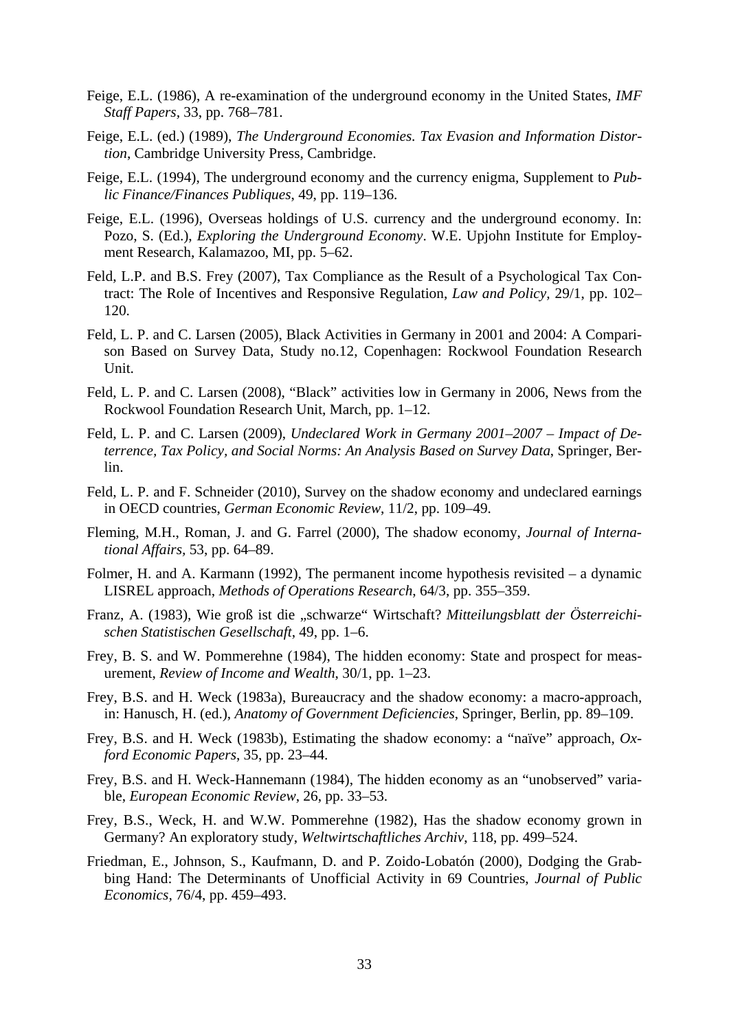Feige, E.L. (1986), A re-examination of the underground economy in the United States, *IMF Staff Papers*, 33, pp. 768–781.

Feige, E.L. (ed.) (1989), *The Underground Economies. Tax Evasion and Information Distortion*, Cambridge University Press, Cambridge.

Feige, E.L. (1994), The underground economy and the currency enigma, Supplement to *Public Finance/Finances Publiques*, 49, pp. 119–136.

Feige, E.L. (1996), Overseas holdings of U.S. currency and the underground economy. In: Pozo, S. (Ed.), *Exploring the Underground Economy*. W.E. Upjohn Institute for Employment Research, Kalamazoo, MI, pp. 5–62.

Feld, L.P. and B.S. Frey (2007), Tax Compliance as the Result of a Psychological Tax Contract: The Role of Incentives and Responsive Regulation, *Law and Policy*, 29/1, pp. 102–120.

Feld, L. P. and C. Larsen (2005), Black Activities in Germany in 2001 and 2004: A Comparison Based on Survey Data, Study no.12, Copenhagen: Rockwool Foundation Research Unit.

Feld, L. P. and C. Larsen (2008), "Black" activities low in Germany in 2006, News from the Rockwool Foundation Research Unit, March, pp. 1–12.

Feld, L. P. and C. Larsen (2009), *Undeclared Work in Germany 2001–2007 – Impact of Deterrence, Tax Policy, and Social Norms: An Analysis Based on Survey Data*, Springer, Berlin.

Feld, L. P. and F. Schneider (2010), Survey on the shadow economy and undeclared earnings in OECD countries, *German Economic Review*, 11/2, pp. 109–49.

Fleming, M.H., Roman, J. and G. Farrel (2000), The shadow economy, *Journal of International Affairs*, 53, pp. 64–89.

Folmer, H. and A. Karmann (1992), The permanent income hypothesis revisited – a dynamic LISREL approach, *Methods of Operations Research*, 64/3, pp. 355–359.

Franz, A. (1983), Wie groß ist die „schwarze" Wirtschaft? *Mitteilungsblatt der Österreichischen Statistischen Gesellschaft*, 49, pp. 1–6.

Frey, B. S. and W. Pommerehne (1984), The hidden economy: State and prospect for measurement, *Review of Income and Wealth*, 30/1, pp. 1–23.

Frey, B.S. and H. Weck (1983a), Bureaucracy and the shadow economy: a macro-approach, in: Hanusch, H. (ed.), *Anatomy of Government Deficiencies*, Springer, Berlin, pp. 89–109.

Frey, B.S. and H. Weck (1983b), Estimating the shadow economy: a "naïve" approach, *Oxford Economic Papers*, 35, pp. 23–44.

Frey, B.S. and H. Weck-Hannemann (1984), The hidden economy as an "unobserved" variable, *European Economic Review*, 26, pp. 33–53.

Frey, B.S., Weck, H. and W.W. Pommerehne (1982), Has the shadow economy grown in Germany? An exploratory study, *Weltwirtschaftliches Archiv*, 118, pp. 499–524.

Friedman, E., Johnson, S., Kaufmann, D. and P. Zoido-Lobatón (2000), Dodging the Grabbing Hand: The Determinants of Unofficial Activity in 69 Countries, *Journal of Public Economics*, 76/4, pp. 459–493.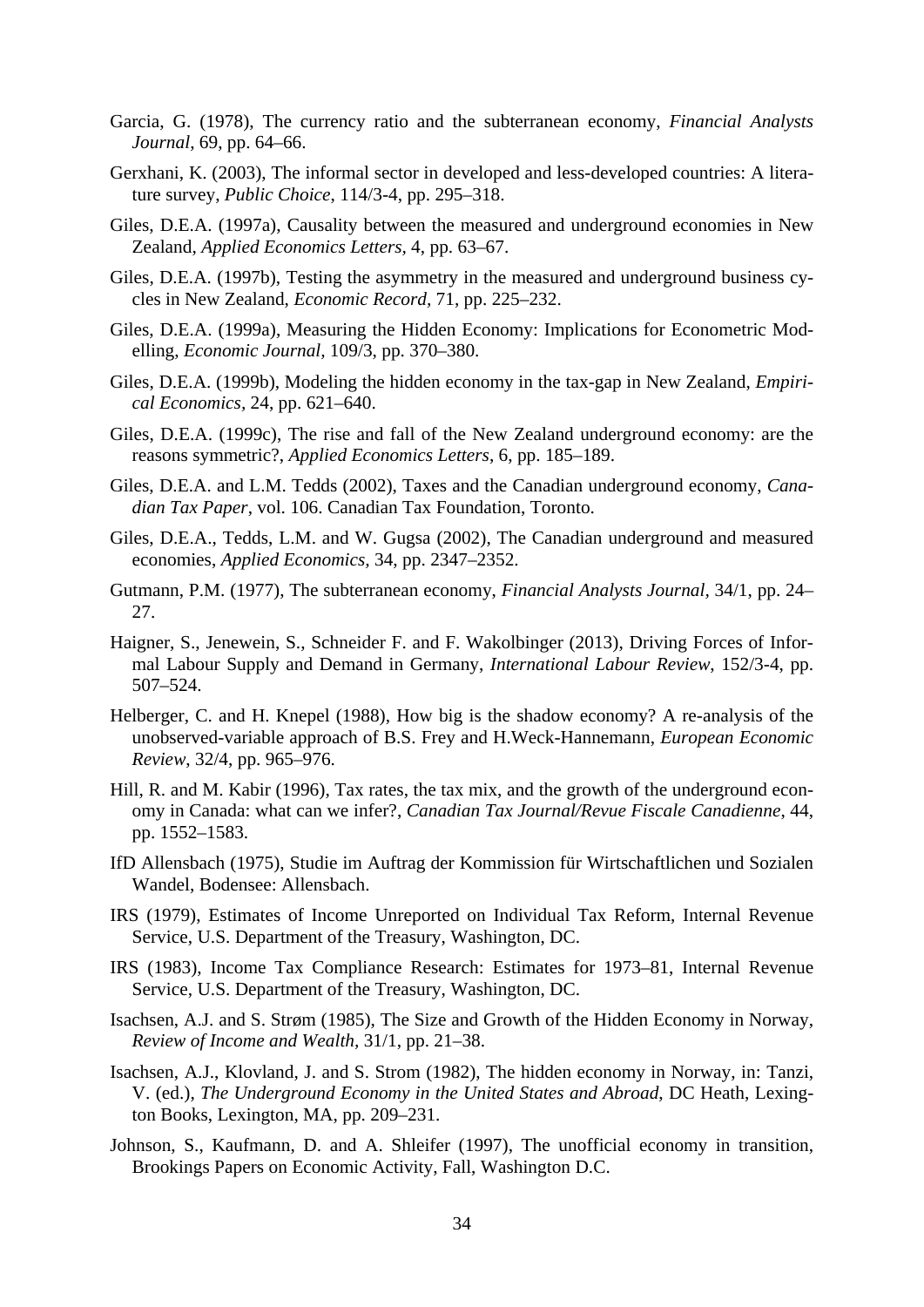Garcia, G. (1978), The currency ratio and the subterranean economy, *Financial Analysts Journal*, 69, pp. 64–66.

Gerxhani, K. (2003), The informal sector in developed and less-developed countries: A literature survey, *Public Choice*, 114/3-4, pp. 295–318.

Giles, D.E.A. (1997a), Causality between the measured and underground economies in New Zealand, *Applied Economics Letters*, 4, pp. 63–67.

Giles, D.E.A. (1997b), Testing the asymmetry in the measured and underground business cycles in New Zealand, *Economic Record*, 71, pp. 225–232.

Giles, D.E.A. (1999a), Measuring the Hidden Economy: Implications for Econometric Modelling, *Economic Journal*, 109/3, pp. 370–380.

Giles, D.E.A. (1999b), Modeling the hidden economy in the tax-gap in New Zealand, *Empirical Economics*, 24, pp. 621–640.

Giles, D.E.A. (1999c), The rise and fall of the New Zealand underground economy: are the reasons symmetric?, *Applied Economics Letters*, 6, pp. 185–189.

Giles, D.E.A. and L.M. Tedds (2002), Taxes and the Canadian underground economy, *Canadian Tax Paper*, vol. 106. Canadian Tax Foundation, Toronto.

Giles, D.E.A., Tedds, L.M. and W. Gugsa (2002), The Canadian underground and measured economies, *Applied Economics*, 34, pp. 2347–2352.

Gutmann, P.M. (1977), The subterranean economy, *Financial Analysts Journal*, 34/1, pp. 24–27.

Haigner, S., Jenewein, S., Schneider F. and F. Wakolbinger (2013), Driving Forces of Informal Labour Supply and Demand in Germany, *International Labour Review*, 152/3-4, pp. 507–524.

Helberger, C. and H. Knepel (1988), How big is the shadow economy? A re-analysis of the unobserved-variable approach of B.S. Frey and H.Weck-Hannemann, *European Economic Review*, 32/4, pp. 965–976.

Hill, R. and M. Kabir (1996), Tax rates, the tax mix, and the growth of the underground economy in Canada: what can we infer?, *Canadian Tax Journal/Revue Fiscale Canadienne*, 44, pp. 1552–1583.

IfD Allensbach (1975), Studie im Auftrag der Kommission für Wirtschaftlichen und Sozialen Wandel, Bodensee: Allensbach.

IRS (1979), Estimates of Income Unreported on Individual Tax Reform, Internal Revenue Service, U.S. Department of the Treasury, Washington, DC.

IRS (1983), Income Tax Compliance Research: Estimates for 1973–81, Internal Revenue Service, U.S. Department of the Treasury, Washington, DC.

Isachsen, A.J. and S. Strøm (1985), The Size and Growth of the Hidden Economy in Norway, *Review of Income and Wealth*, 31/1, pp. 21–38.

Isachsen, A.J., Klovland, J. and S. Strom (1982), The hidden economy in Norway, in: Tanzi, V. (ed.), *The Underground Economy in the United States and Abroad*, DC Heath, Lexington Books, Lexington, MA, pp. 209–231.

Johnson, S., Kaufmann, D. and A. Shleifer (1997), The unofficial economy in transition, Brookings Papers on Economic Activity, Fall, Washington D.C.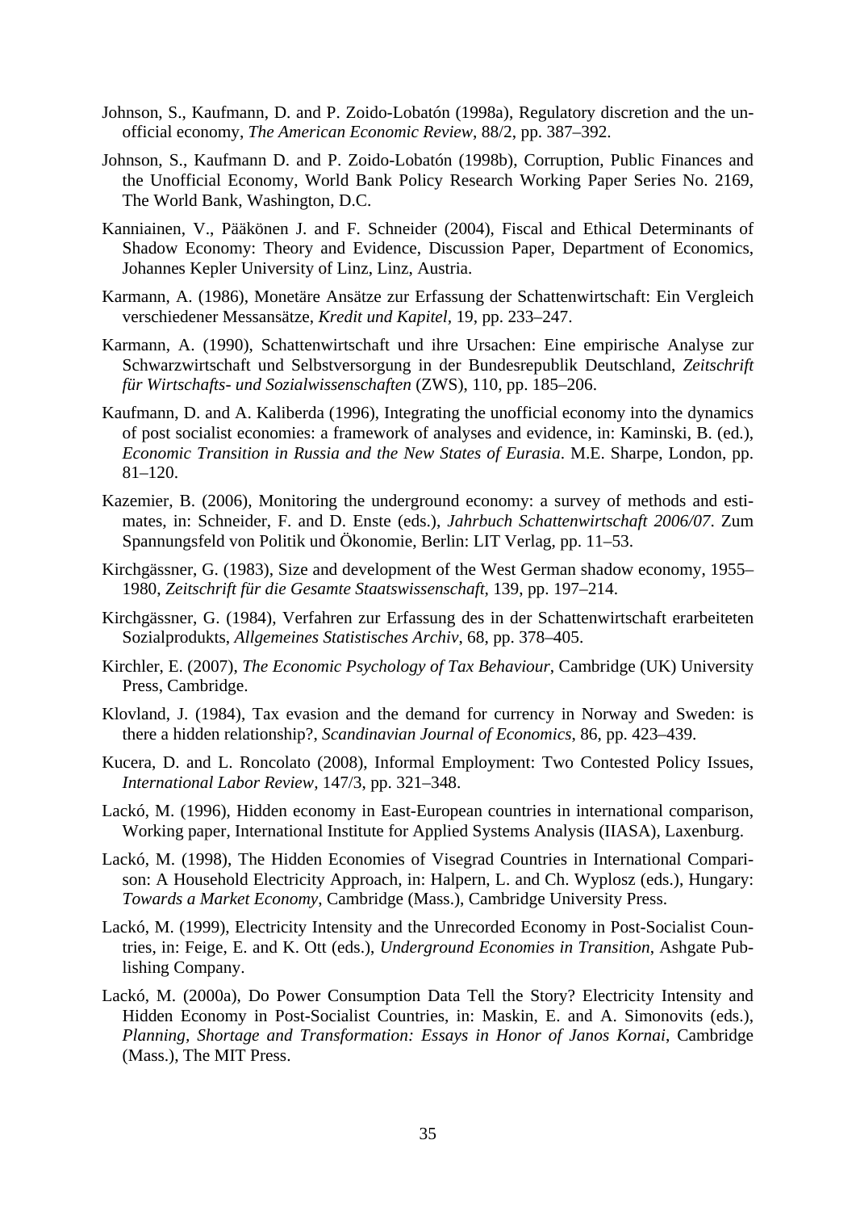Johnson, S., Kaufmann, D. and P. Zoido-Lobatón (1998a), Regulatory discretion and the unofficial economy, *The American Economic Review*, 88/2, pp. 387–392.

Johnson, S., Kaufmann D. and P. Zoido-Lobatón (1998b), Corruption, Public Finances and the Unofficial Economy, World Bank Policy Research Working Paper Series No. 2169, The World Bank, Washington, D.C.

Kanniainen, V., Pääkönen J. and F. Schneider (2004), Fiscal and Ethical Determinants of Shadow Economy: Theory and Evidence, Discussion Paper, Department of Economics, Johannes Kepler University of Linz, Linz, Austria.

Karmann, A. (1986), Monetäre Ansätze zur Erfassung der Schattenwirtschaft: Ein Vergleich verschiedener Messansätze, *Kredit und Kapitel*, 19, pp. 233–247.

Karmann, A. (1990), Schattenwirtschaft und ihre Ursachen: Eine empirische Analyse zur Schwarzwirtschaft und Selbstversorgung in der Bundesrepublik Deutschland, *Zeitschrift für Wirtschafts- und Sozialwissenschaften* (ZWS), 110, pp. 185–206.

Kaufmann, D. and A. Kaliberda (1996), Integrating the unofficial economy into the dynamics of post socialist economies: a framework of analyses and evidence, in: Kaminski, B. (ed.), *Economic Transition in Russia and the New States of Eurasia*. M.E. Sharpe, London, pp. 81–120.

Kazemier, B. (2006), Monitoring the underground economy: a survey of methods and estimates, in: Schneider, F. and D. Enste (eds.), *Jahrbuch Schattenwirtschaft 2006/07*. Zum Spannungsfeld von Politik und Ökonomie, Berlin: LIT Verlag, pp. 11–53.

Kirchgässner, G. (1983), Size and development of the West German shadow economy, 1955–1980, *Zeitschrift für die Gesamte Staatswissenschaft*, 139, pp. 197–214.

Kirchgässner, G. (1984), Verfahren zur Erfassung des in der Schattenwirtschaft erarbeiteten Sozialprodukts, *Allgemeines Statistisches Archiv*, 68, pp. 378–405.

Kirchler, E. (2007), *The Economic Psychology of Tax Behaviour*, Cambridge (UK) University Press, Cambridge.

Klovland, J. (1984), Tax evasion and the demand for currency in Norway and Sweden: is there a hidden relationship?, *Scandinavian Journal of Economics*, 86, pp. 423–439.

Kucera, D. and L. Roncolato (2008), Informal Employment: Two Contested Policy Issues, *International Labor Review*, 147/3, pp. 321–348.

Lackó, M. (1996), Hidden economy in East-European countries in international comparison, Working paper, International Institute for Applied Systems Analysis (IIASA), Laxenburg.

Lackó, M. (1998), The Hidden Economies of Visegrad Countries in International Comparison: A Household Electricity Approach, in: Halpern, L. and Ch. Wyplosz (eds.), Hungary: *Towards a Market Economy*, Cambridge (Mass.), Cambridge University Press.

Lackó, M. (1999), Electricity Intensity and the Unrecorded Economy in Post-Socialist Countries, in: Feige, E. and K. Ott (eds.), *Underground Economies in Transition*, Ashgate Publishing Company.

Lackó, M. (2000a), Do Power Consumption Data Tell the Story? Electricity Intensity and Hidden Economy in Post-Socialist Countries, in: Maskin, E. and A. Simonovits (eds.), *Planning, Shortage and Transformation: Essays in Honor of Janos Kornai*, Cambridge (Mass.), The MIT Press.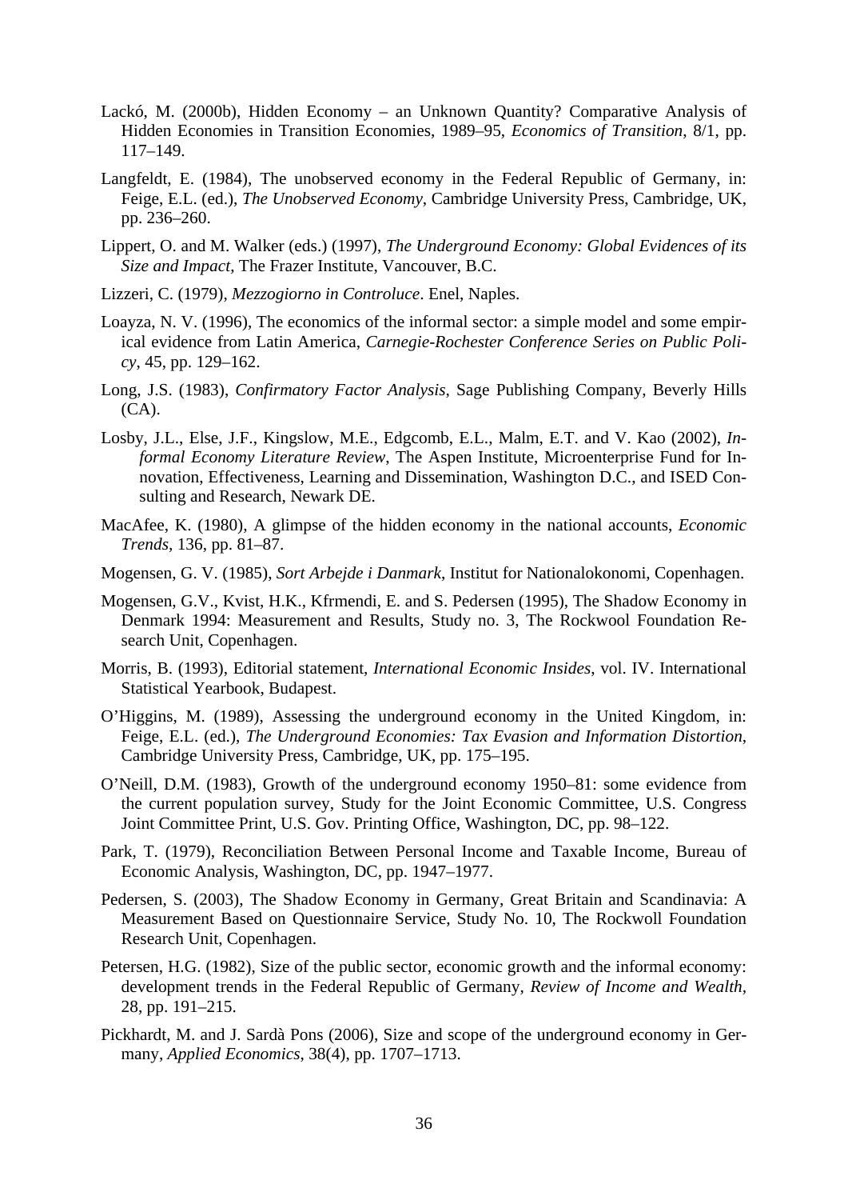Lackó, M. (2000b), Hidden Economy – an Unknown Quantity? Comparative Analysis of Hidden Economies in Transition Economies, 1989–95, *Economics of Transition*, 8/1, pp. 117–149.

Langfeldt, E. (1984), The unobserved economy in the Federal Republic of Germany, in: Feige, E.L. (ed.), *The Unobserved Economy*, Cambridge University Press, Cambridge, UK, pp. 236–260.

Lippert, O. and M. Walker (eds.) (1997), *The Underground Economy: Global Evidences of its Size and Impact*, The Frazer Institute, Vancouver, B.C.

Lizzeri, C. (1979), *Mezzogiorno in Controluce*. Enel, Naples.

Loayza, N. V. (1996), The economics of the informal sector: a simple model and some empirical evidence from Latin America, *Carnegie-Rochester Conference Series on Public Policy*, 45, pp. 129–162.

Long, J.S. (1983), *Confirmatory Factor Analysis*, Sage Publishing Company, Beverly Hills (CA).

Losby, J.L., Else, J.F., Kingslow, M.E., Edgcomb, E.L., Malm, E.T. and V. Kao (2002), *Informal Economy Literature Review*, The Aspen Institute, Microenterprise Fund for Innovation, Effectiveness, Learning and Dissemination, Washington D.C., and ISED Consulting and Research, Newark DE.

MacAfee, K. (1980), A glimpse of the hidden economy in the national accounts, *Economic Trends*, 136, pp. 81–87.

Mogensen, G. V. (1985), *Sort Arbejde i Danmark*, Institut for Nationalokonomi, Copenhagen.

Mogensen, G.V., Kvist, H.K., Kfrmendi, E. and S. Pedersen (1995), The Shadow Economy in Denmark 1994: Measurement and Results, Study no. 3, The Rockwool Foundation Research Unit, Copenhagen.

Morris, B. (1993), Editorial statement, *International Economic Insides*, vol. IV. International Statistical Yearbook, Budapest.

O'Higgins, M. (1989), Assessing the underground economy in the United Kingdom, in: Feige, E.L. (ed.), *The Underground Economies: Tax Evasion and Information Distortion*, Cambridge University Press, Cambridge, UK, pp. 175–195.

O'Neill, D.M. (1983), Growth of the underground economy 1950–81: some evidence from the current population survey, Study for the Joint Economic Committee, U.S. Congress Joint Committee Print, U.S. Gov. Printing Office, Washington, DC, pp. 98–122.

Park, T. (1979), Reconciliation Between Personal Income and Taxable Income, Bureau of Economic Analysis, Washington, DC, pp. 1947–1977.

Pedersen, S. (2003), The Shadow Economy in Germany, Great Britain and Scandinavia: A Measurement Based on Questionnaire Service, Study No. 10, The Rockwoll Foundation Research Unit, Copenhagen.

Petersen, H.G. (1982), Size of the public sector, economic growth and the informal economy: development trends in the Federal Republic of Germany, *Review of Income and Wealth*, 28, pp. 191–215.

Pickhardt, M. and J. Sardà Pons (2006), Size and scope of the underground economy in Germany, *Applied Economics*, 38(4), pp. 1707–1713.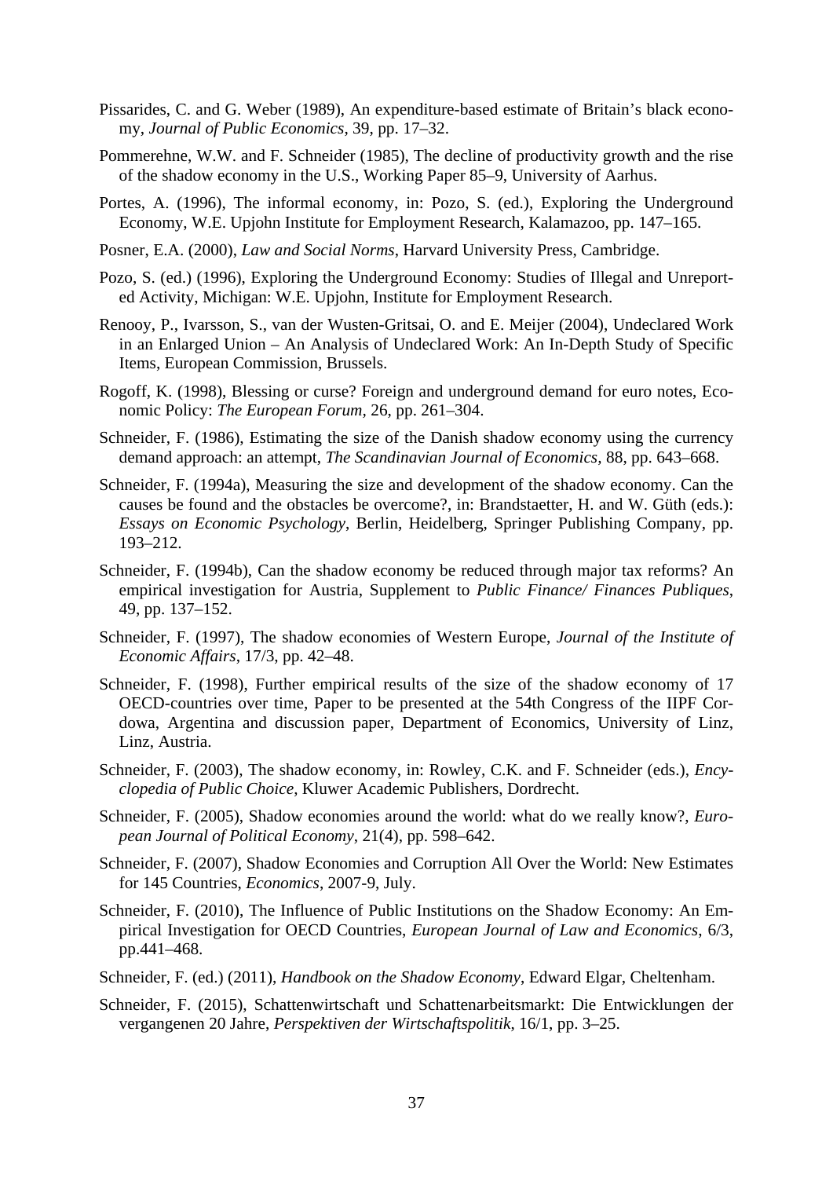Pissarides, C. and G. Weber (1989), An expenditure-based estimate of Britain's black economy, *Journal of Public Economics*, 39, pp. 17–32.

Pommerehne, W.W. and F. Schneider (1985), The decline of productivity growth and the rise of the shadow economy in the U.S., Working Paper 85–9, University of Aarhus.

Portes, A. (1996), The informal economy, in: Pozo, S. (ed.), Exploring the Underground Economy, W.E. Upjohn Institute for Employment Research, Kalamazoo, pp. 147–165.

Posner, E.A. (2000), *Law and Social Norms*, Harvard University Press, Cambridge.

Pozo, S. (ed.) (1996), Exploring the Underground Economy: Studies of Illegal and Unreported Activity, Michigan: W.E. Upjohn, Institute for Employment Research.

Renooy, P., Ivarsson, S., van der Wusten-Gritsai, O. and E. Meijer (2004), Undeclared Work in an Enlarged Union – An Analysis of Undeclared Work: An In-Depth Study of Specific Items, European Commission, Brussels.

Rogoff, K. (1998), Blessing or curse? Foreign and underground demand for euro notes, Economic Policy: *The European Forum*, 26, pp. 261–304.

Schneider, F. (1986), Estimating the size of the Danish shadow economy using the currency demand approach: an attempt, *The Scandinavian Journal of Economics*, 88, pp. 643–668.

Schneider, F. (1994a), Measuring the size and development of the shadow economy. Can the causes be found and the obstacles be overcome?, in: Brandstaetter, H. and W. Güth (eds.): *Essays on Economic Psychology*, Berlin, Heidelberg, Springer Publishing Company, pp. 193–212.

Schneider, F. (1994b), Can the shadow economy be reduced through major tax reforms? An empirical investigation for Austria, Supplement to *Public Finance/ Finances Publiques*, 49, pp. 137–152.

Schneider, F. (1997), The shadow economies of Western Europe, *Journal of the Institute of Economic Affairs*, 17/3, pp. 42–48.

Schneider, F. (1998), Further empirical results of the size of the shadow economy of 17 OECD-countries over time, Paper to be presented at the 54th Congress of the IIPF Cordowa, Argentina and discussion paper, Department of Economics, University of Linz, Linz, Austria.

Schneider, F. (2003), The shadow economy, in: Rowley, C.K. and F. Schneider (eds.), *Encyclopedia of Public Choice*, Kluwer Academic Publishers, Dordrecht.

Schneider, F. (2005), Shadow economies around the world: what do we really know?, *European Journal of Political Economy*, 21(4), pp. 598–642.

Schneider, F. (2007), Shadow Economies and Corruption All Over the World: New Estimates for 145 Countries, *Economics*, 2007-9, July.

Schneider, F. (2010), The Influence of Public Institutions on the Shadow Economy: An Empirical Investigation for OECD Countries, *European Journal of Law and Economics*, 6/3, pp.441–468.

Schneider, F. (ed.) (2011), *Handbook on the Shadow Economy*, Edward Elgar, Cheltenham.

Schneider, F. (2015), Schattenwirtschaft und Schattenarbeitsmarkt: Die Entwicklungen der vergangenen 20 Jahre, *Perspektiven der Wirtschaftspolitik*, 16/1, pp. 3–25.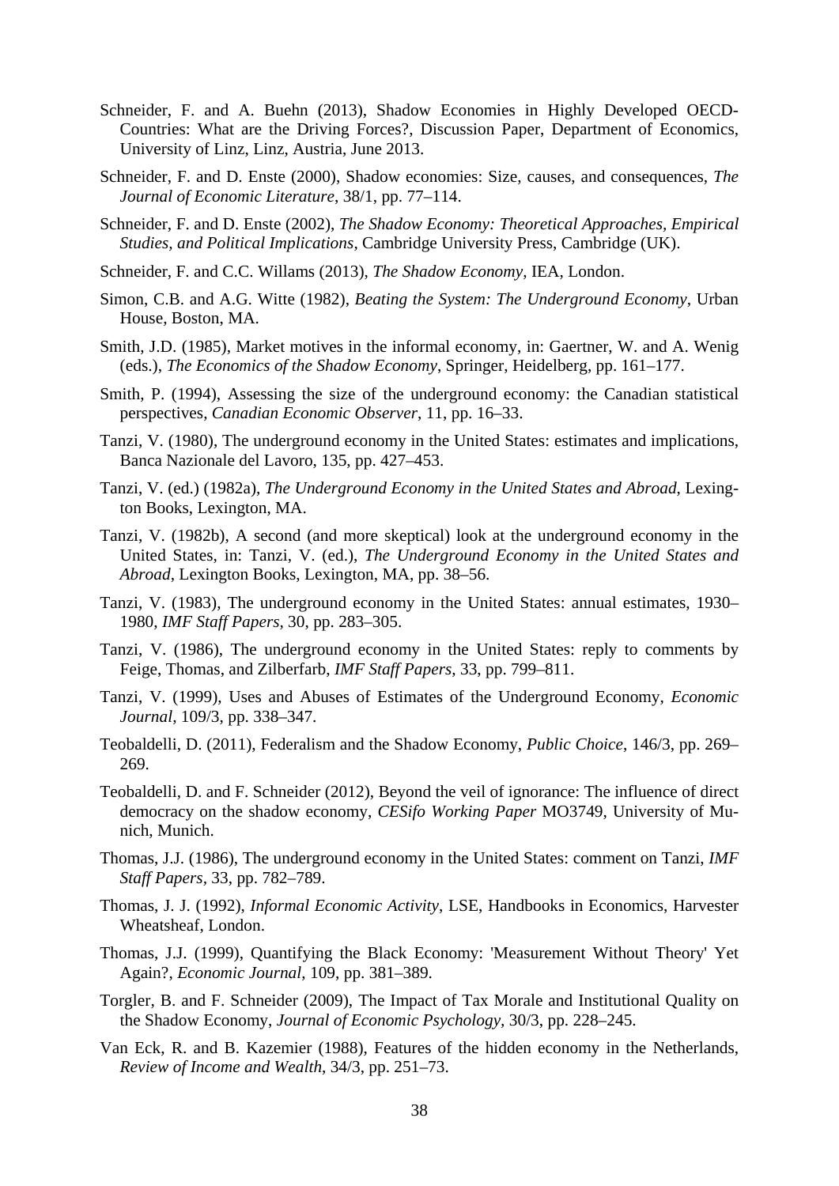Schneider, F. and A. Buehn (2013), Shadow Economies in Highly Developed OECD-Countries: What are the Driving Forces?, Discussion Paper, Department of Economics, University of Linz, Linz, Austria, June 2013.

Schneider, F. and D. Enste (2000), Shadow economies: Size, causes, and consequences, *The Journal of Economic Literature*, 38/1, pp. 77–114.

Schneider, F. and D. Enste (2002), *The Shadow Economy: Theoretical Approaches, Empirical Studies, and Political Implications*, Cambridge University Press, Cambridge (UK).

Schneider, F. and C.C. Willams (2013), *The Shadow Economy*, IEA, London.

Simon, C.B. and A.G. Witte (1982), *Beating the System: The Underground Economy*, Urban House, Boston, MA.

Smith, J.D. (1985), Market motives in the informal economy, in: Gaertner, W. and A. Wenig (eds.), *The Economics of the Shadow Economy*, Springer, Heidelberg, pp. 161–177.

Smith, P. (1994), Assessing the size of the underground economy: the Canadian statistical perspectives, *Canadian Economic Observer*, 11, pp. 16–33.

Tanzi, V. (1980), The underground economy in the United States: estimates and implications, Banca Nazionale del Lavoro, 135, pp. 427–453.

Tanzi, V. (ed.) (1982a), *The Underground Economy in the United States and Abroad*, Lexington Books, Lexington, MA.

Tanzi, V. (1982b), A second (and more skeptical) look at the underground economy in the United States, in: Tanzi, V. (ed.), *The Underground Economy in the United States and Abroad*, Lexington Books, Lexington, MA, pp. 38–56.

Tanzi, V. (1983), The underground economy in the United States: annual estimates, 1930–1980, *IMF Staff Papers*, 30, pp. 283–305.

Tanzi, V. (1986), The underground economy in the United States: reply to comments by Feige, Thomas, and Zilberfarb, *IMF Staff Papers*, 33, pp. 799–811.

Tanzi, V. (1999), Uses and Abuses of Estimates of the Underground Economy, *Economic Journal*, 109/3, pp. 338–347.

Teobaldelli, D. (2011), Federalism and the Shadow Economy, *Public Choice*, 146/3, pp. 269–269.

Teobaldelli, D. and F. Schneider (2012), Beyond the veil of ignorance: The influence of direct democracy on the shadow economy, *CESifo Working Paper* MO3749, University of Munich, Munich.

Thomas, J.J. (1986), The underground economy in the United States: comment on Tanzi, *IMF Staff Papers*, 33, pp. 782–789.

Thomas, J. J. (1992), *Informal Economic Activity*, LSE, Handbooks in Economics, Harvester Wheatsheaf, London.

Thomas, J.J. (1999), Quantifying the Black Economy: 'Measurement Without Theory' Yet Again?, *Economic Journal*, 109, pp. 381–389.

Torgler, B. and F. Schneider (2009), The Impact of Tax Morale and Institutional Quality on the Shadow Economy, *Journal of Economic Psychology*, 30/3, pp. 228–245.

Van Eck, R. and B. Kazemier (1988), Features of the hidden economy in the Netherlands, *Review of Income and Wealth*, 34/3, pp. 251–73.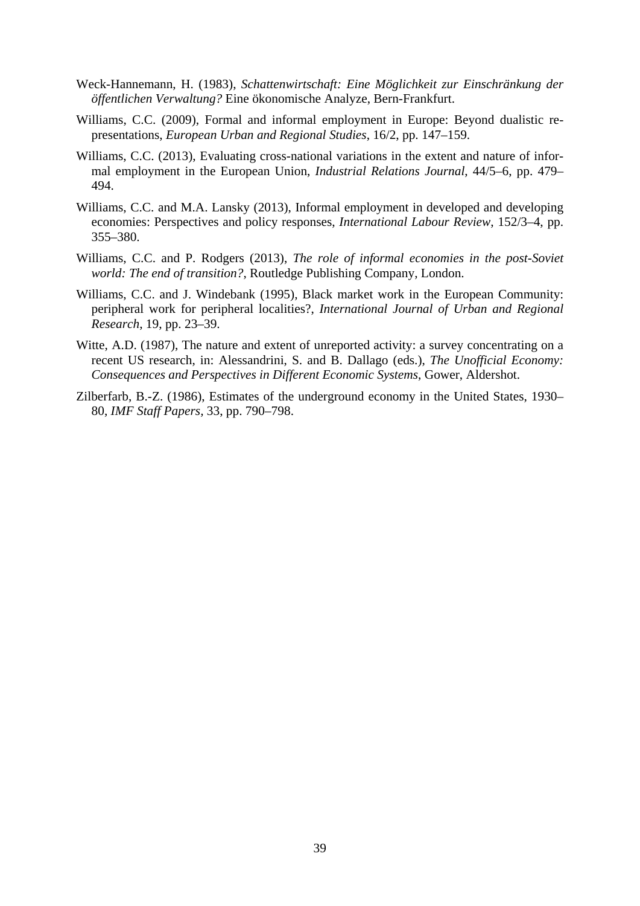Weck-Hannemann, H. (1983), *Schattenwirtschaft: Eine Möglichkeit zur Einschränkung der öffentlichen Verwaltung?* Eine ökonomische Analyze, Bern-Frankfurt.

Williams, C.C. (2009), Formal and informal employment in Europe: Beyond dualistic representations, *European Urban and Regional Studies*, 16/2, pp. 147–159.

Williams, C.C. (2013), Evaluating cross-national variations in the extent and nature of informal employment in the European Union, *Industrial Relations Journal*, 44/5–6, pp. 479–494.

Williams, C.C. and M.A. Lansky (2013), Informal employment in developed and developing economies: Perspectives and policy responses, *International Labour Review*, 152/3–4, pp. 355–380.

Williams, C.C. and P. Rodgers (2013), *The role of informal economies in the post-Soviet world: The end of transition?*, Routledge Publishing Company, London.

Williams, C.C. and J. Windebank (1995), Black market work in the European Community: peripheral work for peripheral localities?, *International Journal of Urban and Regional Research*, 19, pp. 23–39.

Witte, A.D. (1987), The nature and extent of unreported activity: a survey concentrating on a recent US research, in: Alessandrini, S. and B. Dallago (eds.), *The Unofficial Economy: Consequences and Perspectives in Different Economic Systems*, Gower, Aldershot.

Zilberfarb, B.-Z. (1986), Estimates of the underground economy in the United States, 1930–80, *IMF Staff Papers*, 33, pp. 790–798.